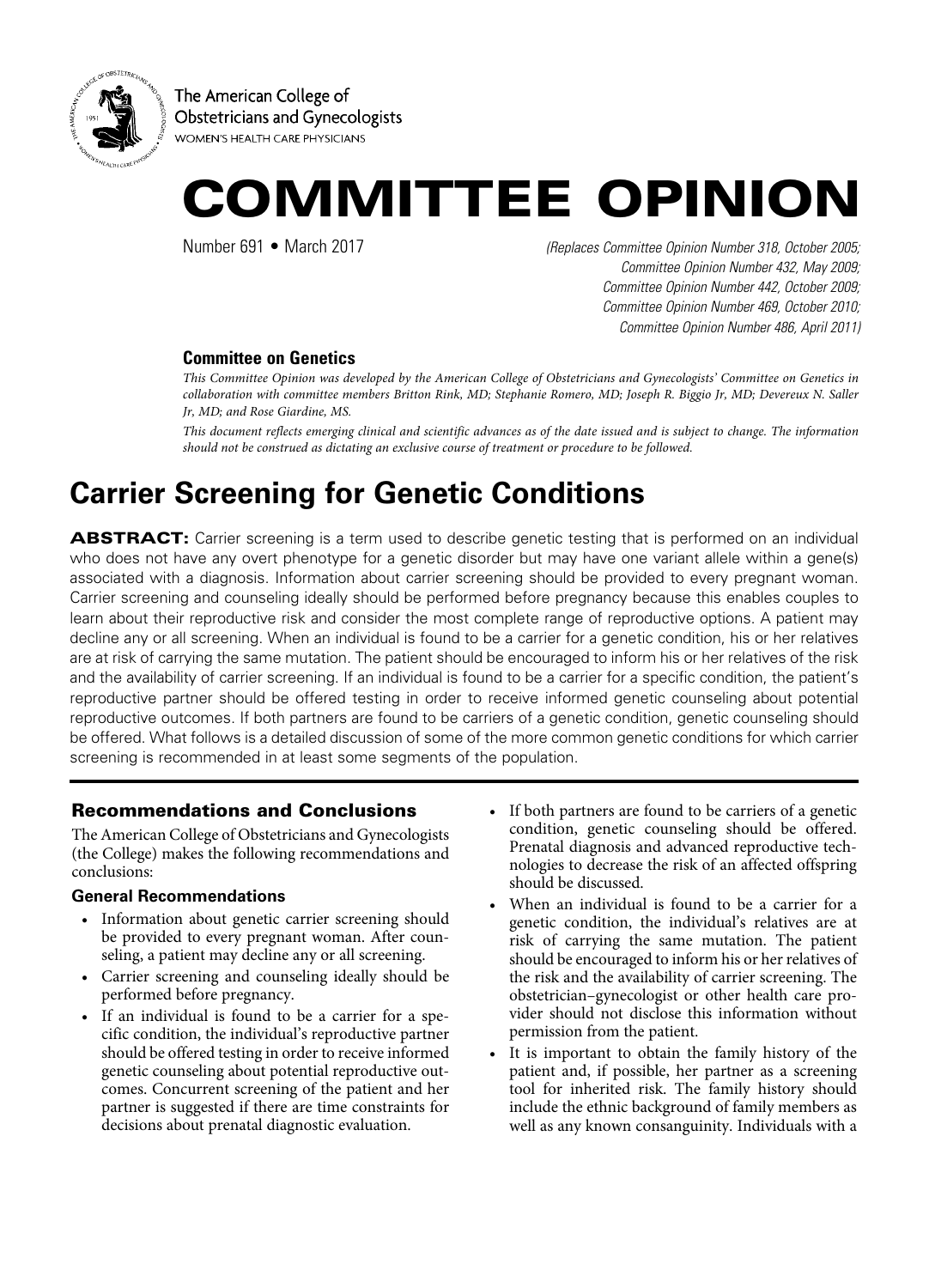The American College of Obstetricians and Gynecologists
WOMEN'S HEALTH CARE PHYSICIANS

# COMMITTEE OPINION

Number 691 • March 2017

*(Replaces Committee Opinion Number 318, October 2005; Committee Opinion Number 432, May 2009; Committee Opinion Number 442, October 2009; Committee Opinion Number 469, October 2010; Committee Opinion Number 486, April 2011)*

**Committee on Genetics**

*This Committee Opinion was developed by the American College of Obstetricians and Gynecologists' Committee on Genetics in collaboration with committee members Britton Rink, MD; Stephanie Romero, MD; Joseph R. Biggio Jr, MD; Devereux N. Saller Jr, MD; and Rose Giardine, MS.*

*This document reflects emerging clinical and scientific advances as of the date issued and is subject to change. The information should not be construed as dictating an exclusive course of treatment or procedure to be followed.*

# Carrier Screening for Genetic Conditions

**ABSTRACT:** Carrier screening is a term used to describe genetic testing that is performed on an individual who does not have any overt phenotype for a genetic disorder but may have one variant allele within a gene(s) associated with a diagnosis. Information about carrier screening should be provided to every pregnant woman. Carrier screening and counseling ideally should be performed before pregnancy because this enables couples to learn about their reproductive risk and consider the most complete range of reproductive options. A patient may decline any or all screening. When an individual is found to be a carrier for a genetic condition, his or her relatives are at risk of carrying the same mutation. The patient should be encouraged to inform his or her relatives of the risk and the availability of carrier screening. If an individual is found to be a carrier for a specific condition, the patient's reproductive partner should be offered testing in order to receive informed genetic counseling about potential reproductive outcomes. If both partners are found to be carriers of a genetic condition, genetic counseling should be offered. What follows is a detailed discussion of some of the more common genetic conditions for which carrier screening is recommended in at least some segments of the population.

## Recommendations and Conclusions

The American College of Obstetricians and Gynecologists (the College) makes the following recommendations and conclusions:

### General Recommendations

- Information about genetic carrier screening should be provided to every pregnant woman. After counseling, a patient may decline any or all screening.
- Carrier screening and counseling ideally should be performed before pregnancy.
- If an individual is found to be a carrier for a specific condition, the individual's reproductive partner should be offered testing in order to receive informed genetic counseling about potential reproductive outcomes. Concurrent screening of the patient and her partner is suggested if there are time constraints for decisions about prenatal diagnostic evaluation.
- If both partners are found to be carriers of a genetic condition, genetic counseling should be offered. Prenatal diagnosis and advanced reproductive technologies to decrease the risk of an affected offspring should be discussed.
- When an individual is found to be a carrier for a genetic condition, the individual's relatives are at risk of carrying the same mutation. The patient should be encouraged to inform his or her relatives of the risk and the availability of carrier screening. The obstetrician–gynecologist or other health care provider should not disclose this information without permission from the patient.
- It is important to obtain the family history of the patient and, if possible, her partner as a screening tool for inherited risk. The family history should include the ethnic background of family members as well as any known consanguinity. Individuals with a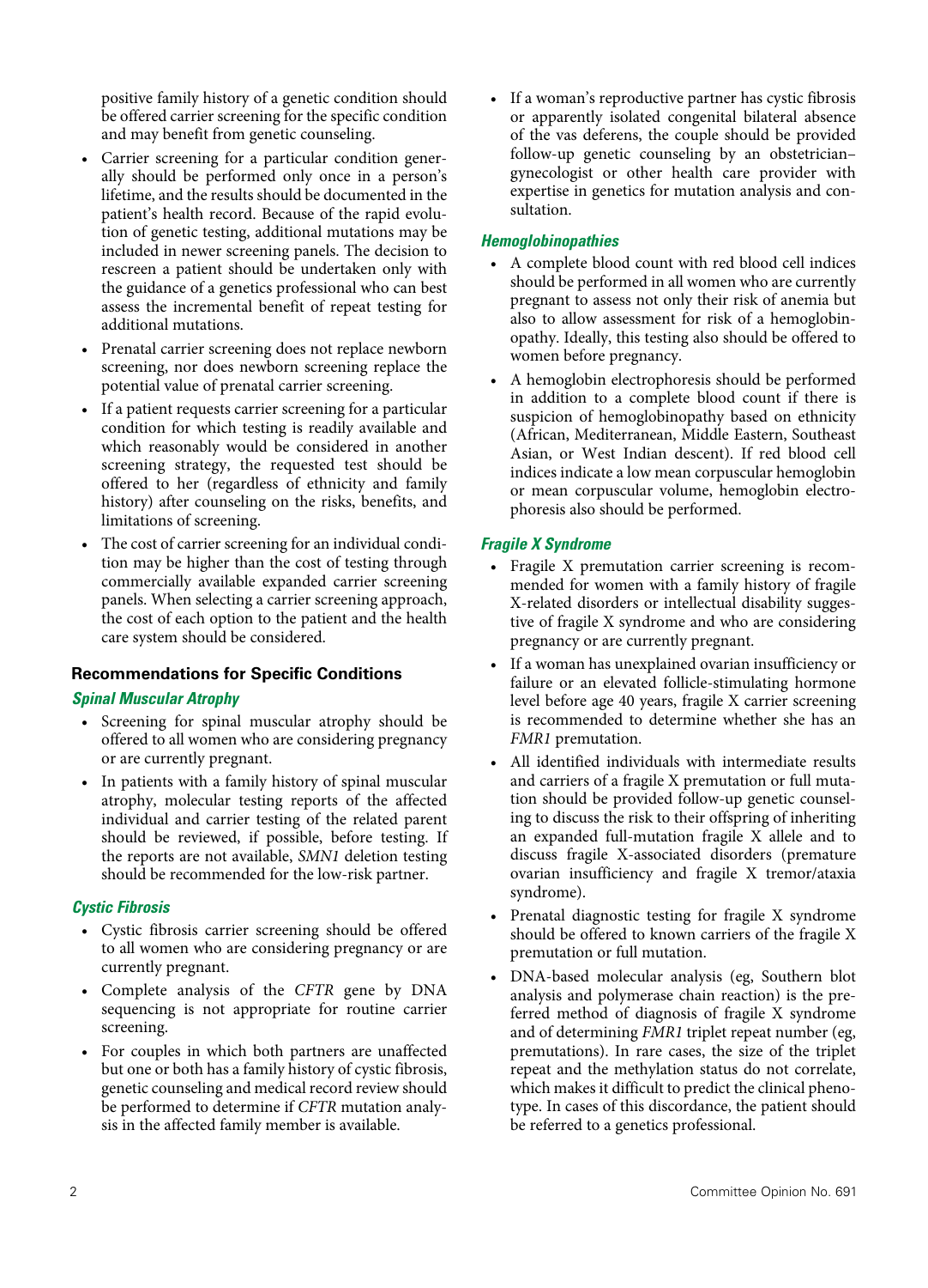positive family history of a genetic condition should be offered carrier screening for the specific condition and may benefit from genetic counseling.

- Carrier screening for a particular condition generally should be performed only once in a person's lifetime, and the results should be documented in the patient's health record. Because of the rapid evolution of genetic testing, additional mutations may be included in newer screening panels. The decision to rescreen a patient should be undertaken only with the guidance of a genetics professional who can best assess the incremental benefit of repeat testing for additional mutations.
- Prenatal carrier screening does not replace newborn screening, nor does newborn screening replace the potential value of prenatal carrier screening.
- If a patient requests carrier screening for a particular condition for which testing is readily available and which reasonably would be considered in another screening strategy, the requested test should be offered to her (regardless of ethnicity and family history) after counseling on the risks, benefits, and limitations of screening.
- The cost of carrier screening for an individual condition may be higher than the cost of testing through commercially available expanded carrier screening panels. When selecting a carrier screening approach, the cost of each option to the patient and the health care system should be considered.

## Recommendations for Specific Conditions

### *Spinal Muscular Atrophy*

- Screening for spinal muscular atrophy should be offered to all women who are considering pregnancy or are currently pregnant.
- In patients with a family history of spinal muscular atrophy, molecular testing reports of the affected individual and carrier testing of the related parent should be reviewed, if possible, before testing. If the reports are not available, *SMN1* deletion testing should be recommended for the low-risk partner.

### *Cystic Fibrosis*

- Cystic fibrosis carrier screening should be offered to all women who are considering pregnancy or are currently pregnant.
- Complete analysis of the *CFTR* gene by DNA sequencing is not appropriate for routine carrier screening.
- For couples in which both partners are unaffected but one or both has a family history of cystic fibrosis, genetic counseling and medical record review should be performed to determine if *CFTR* mutation analysis in the affected family member is available.
- If a woman's reproductive partner has cystic fibrosis or apparently isolated congenital bilateral absence of the vas deferens, the couple should be provided follow-up genetic counseling by an obstetrician–gynecologist or other health care provider with expertise in genetics for mutation analysis and consultation.

### *Hemoglobinopathies*

- A complete blood count with red blood cell indices should be performed in all women who are currently pregnant to assess not only their risk of anemia but also to allow assessment for risk of a hemoglobinopathy. Ideally, this testing also should be offered to women before pregnancy.
- A hemoglobin electrophoresis should be performed in addition to a complete blood count if there is suspicion of hemoglobinopathy based on ethnicity (African, Mediterranean, Middle Eastern, Southeast Asian, or West Indian descent). If red blood cell indices indicate a low mean corpuscular hemoglobin or mean corpuscular volume, hemoglobin electrophoresis also should be performed.

### *Fragile X Syndrome*

- Fragile X premutation carrier screening is recommended for women with a family history of fragile X-related disorders or intellectual disability suggestive of fragile X syndrome and who are considering pregnancy or are currently pregnant.
- If a woman has unexplained ovarian insufficiency or failure or an elevated follicle-stimulating hormone level before age 40 years, fragile X carrier screening is recommended to determine whether she has an *FMR1* premutation.
- All identified individuals with intermediate results and carriers of a fragile X premutation or full mutation should be provided follow-up genetic counseling to discuss the risk to their offspring of inheriting an expanded full-mutation fragile X allele and to discuss fragile X-associated disorders (premature ovarian insufficiency and fragile X tremor/ataxia syndrome).
- Prenatal diagnostic testing for fragile X syndrome should be offered to known carriers of the fragile X premutation or full mutation.
- DNA-based molecular analysis (eg, Southern blot analysis and polymerase chain reaction) is the preferred method of diagnosis of fragile X syndrome and of determining *FMR1* triplet repeat number (eg, premutations). In rare cases, the size of the triplet repeat and the methylation status do not correlate, which makes it difficult to predict the clinical phenotype. In cases of this discordance, the patient should be referred to a genetics professional.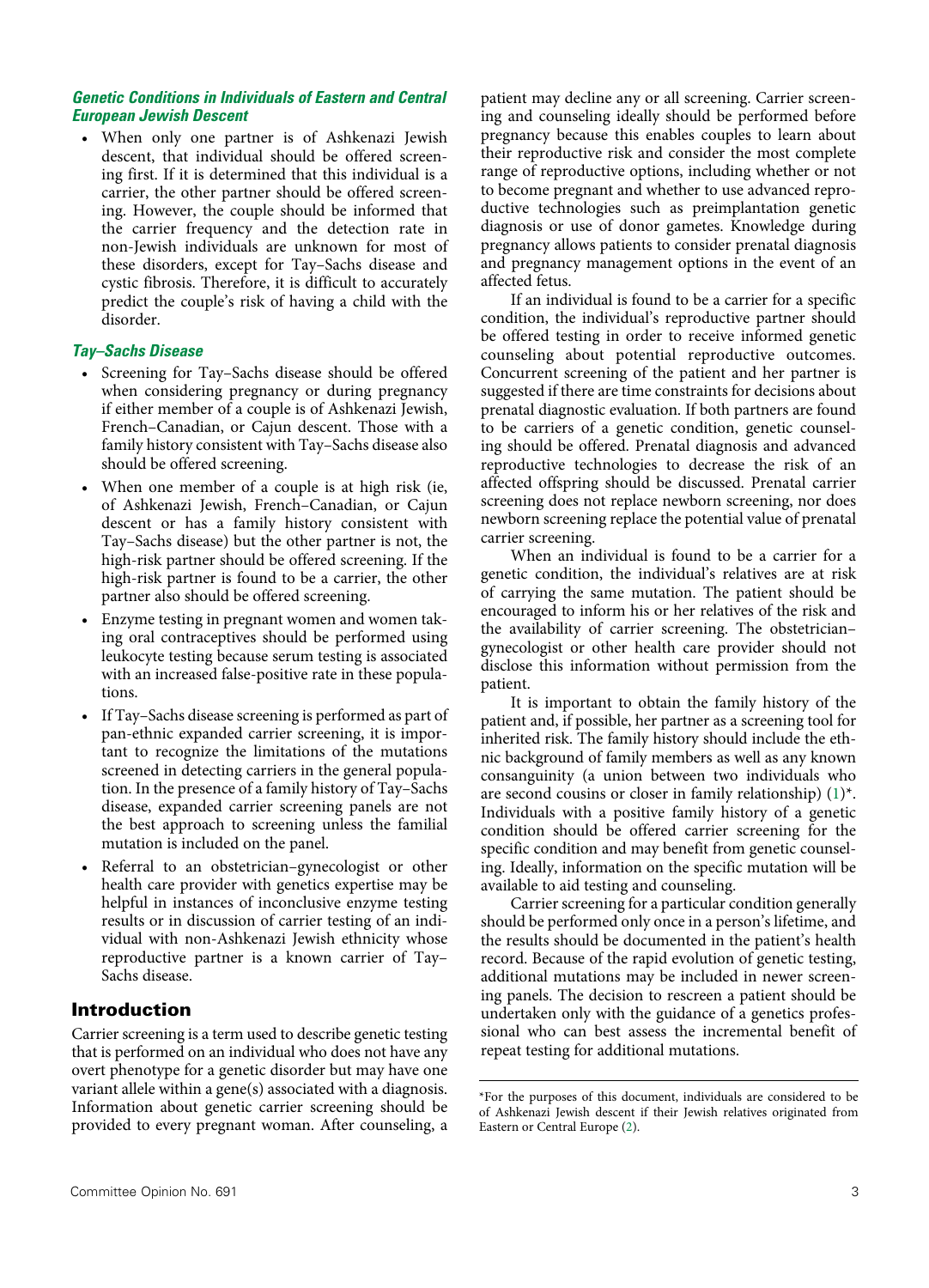### *Genetic Conditions in Individuals of Eastern and Central European Jewish Descent*

- When only one partner is of Ashkenazi Jewish descent, that individual should be offered screening first. If it is determined that this individual is a carrier, the other partner should be offered screening. However, the couple should be informed that the carrier frequency and the detection rate in non-Jewish individuals are unknown for most of these disorders, except for Tay–Sachs disease and cystic fibrosis. Therefore, it is difficult to accurately predict the couple's risk of having a child with the disorder.

### *Tay–Sachs Disease*

- Screening for Tay–Sachs disease should be offered when considering pregnancy or during pregnancy if either member of a couple is of Ashkenazi Jewish, French–Canadian, or Cajun descent. Those with a family history consistent with Tay–Sachs disease also should be offered screening.
- When one member of a couple is at high risk (ie, of Ashkenazi Jewish, French–Canadian, or Cajun descent or has a family history consistent with Tay–Sachs disease) but the other partner is not, the high-risk partner should be offered screening. If the high-risk partner is found to be a carrier, the other partner also should be offered screening.
- Enzyme testing in pregnant women and women taking oral contraceptives should be performed using leukocyte testing because serum testing is associated with an increased false-positive rate in these populations.
- If Tay–Sachs disease screening is performed as part of pan-ethnic expanded carrier screening, it is important to recognize the limitations of the mutations screened in detecting carriers in the general population. In the presence of a family history of Tay–Sachs disease, expanded carrier screening panels are not the best approach to screening unless the familial mutation is included on the panel.
- Referral to an obstetrician–gynecologist or other health care provider with genetics expertise may be helpful in instances of inconclusive enzyme testing results or in discussion of carrier testing of an individual with non-Ashkenazi Jewish ethnicity whose reproductive partner is a known carrier of Tay–Sachs disease.

## Introduction

Carrier screening is a term used to describe genetic testing that is performed on an individual who does not have any overt phenotype for a genetic disorder but may have one variant allele within a gene(s) associated with a diagnosis. Information about genetic carrier screening should be provided to every pregnant woman. After counseling, a patient may decline any or all screening. Carrier screening and counseling ideally should be performed before pregnancy because this enables couples to learn about their reproductive risk and consider the most complete range of reproductive options, including whether or not to become pregnant and whether to use advanced reproductive technologies such as preimplantation genetic diagnosis or use of donor gametes. Knowledge during pregnancy allows patients to consider prenatal diagnosis and pregnancy management options in the event of an affected fetus.

If an individual is found to be a carrier for a specific condition, the individual's reproductive partner should be offered testing in order to receive informed genetic counseling about potential reproductive outcomes. Concurrent screening of the patient and her partner is suggested if there are time constraints for decisions about prenatal diagnostic evaluation. If both partners are found to be carriers of a genetic condition, genetic counseling should be offered. Prenatal diagnosis and advanced reproductive technologies to decrease the risk of an affected offspring should be discussed. Prenatal carrier screening does not replace newborn screening, nor does newborn screening replace the potential value of prenatal carrier screening.

When an individual is found to be a carrier for a genetic condition, the individual's relatives are at risk of carrying the same mutation. The patient should be encouraged to inform his or her relatives of the risk and the availability of carrier screening. The obstetrician–gynecologist or other health care provider should not disclose this information without permission from the patient.

It is important to obtain the family history of the patient and, if possible, her partner as a screening tool for inherited risk. The family history should include the ethnic background of family members as well as any known consanguinity (a union between two individuals who are second cousins or closer in family relationship) (1)*. Individuals with a positive family history of a genetic condition should be offered carrier screening for the specific condition and may benefit from genetic counseling. Ideally, information on the specific mutation will be available to aid testing and counseling.

Carrier screening for a particular condition generally should be performed only once in a person's lifetime, and the results should be documented in the patient's health record. Because of the rapid evolution of genetic testing, additional mutations may be included in newer screening panels. The decision to rescreen a patient should be undertaken only with the guidance of a genetics professional who can best assess the incremental benefit of repeat testing for additional mutations.

*For the purposes of this document, individuals are considered to be of Ashkenazi Jewish descent if their Jewish relatives originated from Eastern or Central Europe (2).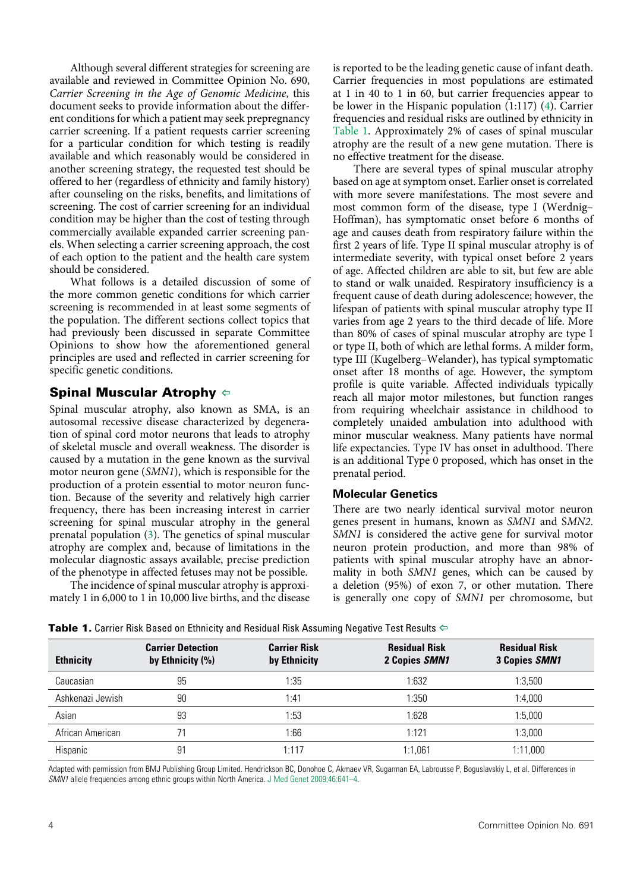Although several different strategies for screening are available and reviewed in Committee Opinion No. 690, *Carrier Screening in the Age of Genomic Medicine*, this document seeks to provide information about the different conditions for which a patient may seek prepregnancy carrier screening. If a patient requests carrier screening for a particular condition for which testing is readily available and which reasonably would be considered in another screening strategy, the requested test should be offered to her (regardless of ethnicity and family history) after counseling on the risks, benefits, and limitations of screening. The cost of carrier screening for an individual condition may be higher than the cost of testing through commercially available expanded carrier screening panels. When selecting a carrier screening approach, the cost of each option to the patient and the health care system should be considered.

What follows is a detailed discussion of some of the more common genetic conditions for which carrier screening is recommended in at least some segments of the population. The different sections collect topics that had previously been discussed in separate Committee Opinions to show how the aforementioned general principles are used and reflected in carrier screening for specific genetic conditions.

## Spinal Muscular Atrophy ⇦

Spinal muscular atrophy, also known as SMA, is an autosomal recessive disease characterized by degeneration of spinal cord motor neurons that leads to atrophy of skeletal muscle and overall weakness. The disorder is caused by a mutation in the gene known as the survival motor neuron gene (*SMN1*), which is responsible for the production of a protein essential to motor neuron function. Because of the severity and relatively high carrier frequency, there has been increasing interest in carrier screening for spinal muscular atrophy in the general prenatal population (3). The genetics of spinal muscular atrophy are complex and, because of limitations in the molecular diagnostic assays available, precise prediction of the phenotype in affected fetuses may not be possible.

The incidence of spinal muscular atrophy is approximately 1 in 6,000 to 1 in 10,000 live births, and the disease is reported to be the leading genetic cause of infant death. Carrier frequencies in most populations are estimated at 1 in 40 to 1 in 60, but carrier frequencies appear to be lower in the Hispanic population (1:117) (4). Carrier frequencies and residual risks are outlined by ethnicity in Table 1. Approximately 2% of cases of spinal muscular atrophy are the result of a new gene mutation. There is no effective treatment for the disease.

There are several types of spinal muscular atrophy based on age at symptom onset. Earlier onset is correlated with more severe manifestations. The most severe and most common form of the disease, type I (Werdnig–Hoffman), has symptomatic onset before 6 months of age and causes death from respiratory failure within the first 2 years of life. Type II spinal muscular atrophy is of intermediate severity, with typical onset before 2 years of age. Affected children are able to sit, but few are able to stand or walk unaided. Respiratory insufficiency is a frequent cause of death during adolescence; however, the lifespan of patients with spinal muscular atrophy type II varies from age 2 years to the third decade of life. More than 80% of cases of spinal muscular atrophy are type I or type II, both of which are lethal forms. A milder form, type III (Kugelberg–Welander), has typical symptomatic onset after 18 months of age. However, the symptom profile is quite variable. Affected individuals typically reach all major motor milestones, but function ranges from requiring wheelchair assistance in childhood to completely unaided ambulation into adulthood with minor muscular weakness. Many patients have normal life expectancies. Type IV has onset in adulthood. There is an additional Type 0 proposed, which has onset in the prenatal period.

### Molecular Genetics

There are two nearly identical survival motor neuron genes present in humans, known as *SMN1* and *SMN2*. *SMN1* is considered the active gene for survival motor neuron protein production, and more than 98% of patients with spinal muscular atrophy have an abnormality in both *SMN1* genes, which can be caused by a deletion (95%) of exon 7, or other mutation. There is generally one copy of *SMN1* per chromosome, but

**Table 1.** Carrier Risk Based on Ethnicity and Residual Risk Assuming Negative Test Results ⇦

| Ethnicity | Carrier Detection by Ethnicity (%) | Carrier Risk by Ethnicity | Residual Risk 2 Copies *SMN1* | Residual Risk 3 Copies *SMN1* |
|---|---|---|---|---|
| Caucasian | 95 | 1:35 | 1:632 | 1:3,500 |
| Ashkenazi Jewish | 90 | 1:41 | 1:350 | 1:4,000 |
| Asian | 93 | 1:53 | 1:628 | 1:5,000 |
| African American | 71 | 1:66 | 1:121 | 1:3,000 |
| Hispanic | 91 | 1:117 | 1:1,061 | 1:11,000 |

Adapted with permission from BMJ Publishing Group Limited. Hendrickson BC, Donohoe C, Akmaev VR, Sugarman EA, Labrousse P, Boguslavskiy L, et al. Differences in *SMN1* allele frequencies among ethnic groups within North America. J Med Genet 2009;46:641–4.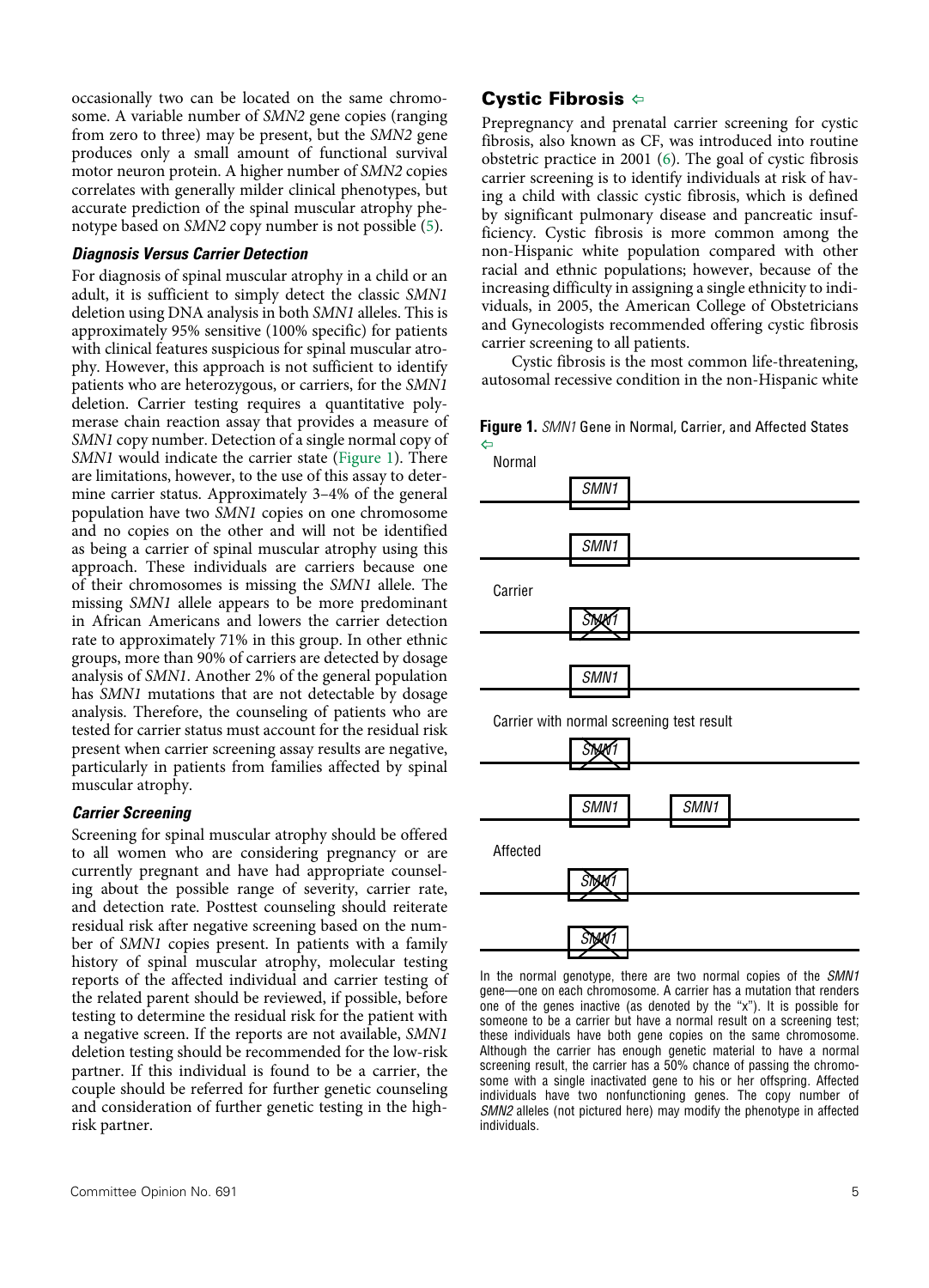occasionally two can be located on the same chromosome. A variable number of *SMN2* gene copies (ranging from zero to three) may be present, but the *SMN2* gene produces only a small amount of functional survival motor neuron protein. A higher number of *SMN2* copies correlates with generally milder clinical phenotypes, but accurate prediction of the spinal muscular atrophy phenotype based on *SMN2* copy number is not possible (5).

#### *Diagnosis Versus Carrier Detection*

For diagnosis of spinal muscular atrophy in a child or an adult, it is sufficient to simply detect the classic *SMN1* deletion using DNA analysis in both *SMN1* alleles. This is approximately 95% sensitive (100% specific) for patients with clinical features suspicious for spinal muscular atrophy. However, this approach is not sufficient to identify patients who are heterozygous, or carriers, for the *SMN1* deletion. Carrier testing requires a quantitative polymerase chain reaction assay that provides a measure of *SMN1* copy number. Detection of a single normal copy of *SMN1* would indicate the carrier state (Figure 1). There are limitations, however, to the use of this assay to determine carrier status. Approximately 3–4% of the general population have two *SMN1* copies on one chromosome and no copies on the other and will not be identified as being a carrier of spinal muscular atrophy using this approach. These individuals are carriers because one of their chromosomes is missing the *SMN1* allele. The missing *SMN1* allele appears to be more predominant in African Americans and lowers the carrier detection rate to approximately 71% in this group. In other ethnic groups, more than 90% of carriers are detected by dosage analysis of *SMN1*. Another 2% of the general population has *SMN1* mutations that are not detectable by dosage analysis. Therefore, the counseling of patients who are tested for carrier status must account for the residual risk present when carrier screening assay results are negative, particularly in patients from families affected by spinal muscular atrophy.

#### *Carrier Screening*

Screening for spinal muscular atrophy should be offered to all women who are considering pregnancy or are currently pregnant and have had appropriate counseling about the possible range of severity, carrier rate, and detection rate. Posttest counseling should reiterate residual risk after negative screening based on the number of *SMN1* copies present. In patients with a family history of spinal muscular atrophy, molecular testing reports of the affected individual and carrier testing of the related parent should be reviewed, if possible, before testing to determine the residual risk for the patient with a negative screen. If the reports are not available, *SMN1* deletion testing should be recommended for the low-risk partner. If this individual is found to be a carrier, the couple should be referred for further genetic counseling and consideration of further genetic testing in the high-risk partner.

**Figure 1.** *SMN1* Gene in Normal, Carrier, and Affected States

Normal

*SMN1*

*SMN1*

Carrier

*SMN1* (inactive)

*SMN1*

Carrier with normal screening test result

*SMN1* (inactive)

*SMN1* *SMN1*

Affected

*SMN1* (inactive)

*SMN1* (inactive)

In the normal genotype, there are two normal copies of the *SMN1* gene—one on each chromosome. A carrier has a mutation that renders one of the genes inactive (as denoted by the "x"). It is possible for someone to be a carrier but have a normal result on a screening test; these individuals have both gene copies on the same chromosome. Although the carrier has enough genetic material to have a normal screening result, the carrier has a 50% chance of passing the chromosome with a single inactivated gene to his or her offspring. Affected individuals have two nonfunctioning genes. The copy number of *SMN2* alleles (not pictured here) may modify the phenotype in affected individuals.

## Cystic Fibrosis

Prepregnancy and prenatal carrier screening for cystic fibrosis, also known as CF, was introduced into routine obstetric practice in 2001 (6). The goal of cystic fibrosis carrier screening is to identify individuals at risk of having a child with classic cystic fibrosis, which is defined by significant pulmonary disease and pancreatic insufficiency. Cystic fibrosis is more common among the non-Hispanic white population compared with other racial and ethnic populations; however, because of the increasing difficulty in assigning a single ethnicity to individuals, in 2005, the American College of Obstetricians and Gynecologists recommended offering cystic fibrosis carrier screening to all patients.

Cystic fibrosis is the most common life-threatening, autosomal recessive condition in the non-Hispanic white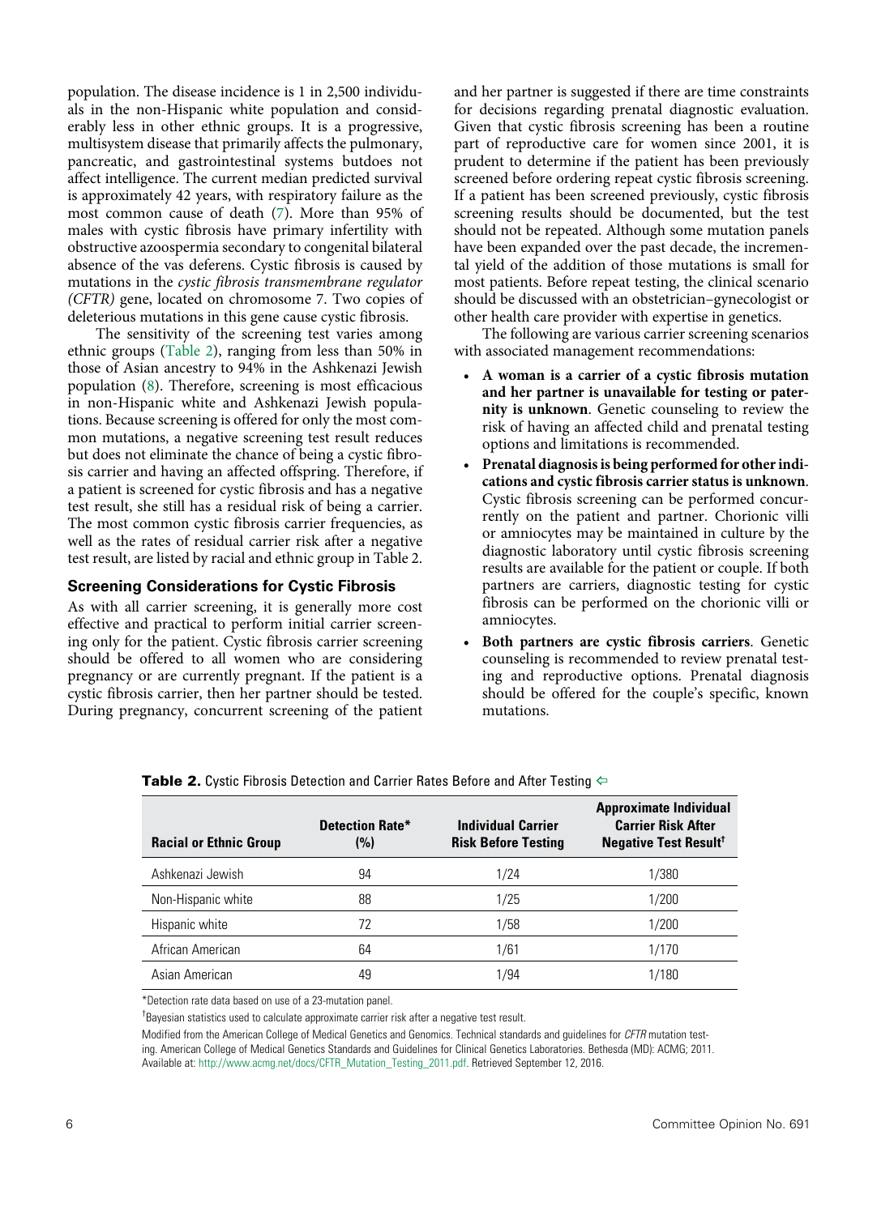population. The disease incidence is 1 in 2,500 individuals in the non-Hispanic white population and considerably less in other ethnic groups. It is a progressive, multisystem disease that primarily affects the pulmonary, pancreatic, and gastrointestinal systems butdoes not affect intelligence. The current median predicted survival is approximately 42 years, with respiratory failure as the most common cause of death (7). More than 95% of males with cystic fibrosis have primary infertility with obstructive azoospermia secondary to congenital bilateral absence of the vas deferens. Cystic fibrosis is caused by mutations in the *cystic fibrosis transmembrane regulator (CFTR)* gene, located on chromosome 7. Two copies of deleterious mutations in this gene cause cystic fibrosis.

The sensitivity of the screening test varies among ethnic groups (Table 2), ranging from less than 50% in those of Asian ancestry to 94% in the Ashkenazi Jewish population (8). Therefore, screening is most efficacious in non-Hispanic white and Ashkenazi Jewish populations. Because screening is offered for only the most common mutations, a negative screening test result reduces but does not eliminate the chance of being a cystic fibrosis carrier and having an affected offspring. Therefore, if a patient is screened for cystic fibrosis and has a negative test result, she still has a residual risk of being a carrier. The most common cystic fibrosis carrier frequencies, as well as the rates of residual carrier risk after a negative test result, are listed by racial and ethnic group in Table 2.

### Screening Considerations for Cystic Fibrosis

As with all carrier screening, it is generally more cost effective and practical to perform initial carrier screening only for the patient. Cystic fibrosis carrier screening should be offered to all women who are considering pregnancy or are currently pregnant. If the patient is a cystic fibrosis carrier, then her partner should be tested. During pregnancy, concurrent screening of the patient and her partner is suggested if there are time constraints for decisions regarding prenatal diagnostic evaluation. Given that cystic fibrosis screening has been a routine part of reproductive care for women since 2001, it is prudent to determine if the patient has been previously screened before ordering repeat cystic fibrosis screening. If a patient has been screened previously, cystic fibrosis screening results should be documented, but the test should not be repeated. Although some mutation panels have been expanded over the past decade, the incremental yield of the addition of those mutations is small for most patients. Before repeat testing, the clinical scenario should be discussed with an obstetrician–gynecologist or other health care provider with expertise in genetics.

The following are various carrier screening scenarios with associated management recommendations:

- **A woman is a carrier of a cystic fibrosis mutation and her partner is unavailable for testing or paternity is unknown**. Genetic counseling to review the risk of having an affected child and prenatal testing options and limitations is recommended.
- **Prenatal diagnosis is being performed for other indications and cystic fibrosis carrier status is unknown**. Cystic fibrosis screening can be performed concurrently on the patient and partner. Chorionic villi or amniocytes may be maintained in culture by the diagnostic laboratory until cystic fibrosis screening results are available for the patient or couple. If both partners are carriers, diagnostic testing for cystic fibrosis can be performed on the chorionic villi or amniocytes.
- **Both partners are cystic fibrosis carriers**. Genetic counseling is recommended to review prenatal testing and reproductive options. Prenatal diagnosis should be offered for the couple's specific, known mutations.

**Table 2.** Cystic Fibrosis Detection and Carrier Rates Before and After Testing

| Racial or Ethnic Group | Detection Rate* (%) | Individual Carrier Risk Before Testing | Approximate Individual Carrier Risk After Negative Test Result[†] |
|---|---|---|---|
| Ashkenazi Jewish | 94 | 1/24 | 1/380 |
| Non-Hispanic white | 88 | 1/25 | 1/200 |
| Hispanic white | 72 | 1/58 | 1/200 |
| African American | 64 | 1/61 | 1/170 |
| Asian American | 49 | 1/94 | 1/180 |

*Detection rate data based on use of a 23-mutation panel.

[†]Bayesian statistics used to calculate approximate carrier risk after a negative test result.

Modified from the American College of Medical Genetics and Genomics. Technical standards and guidelines for *CFTR* mutation testing. American College of Medical Genetics Standards and Guidelines for Clinical Genetics Laboratories. Bethesda (MD): ACMG; 2011. Available at: http://www.acmg.net/docs/CFTR_Mutation_Testing_2011.pdf. Retrieved September 12, 2016.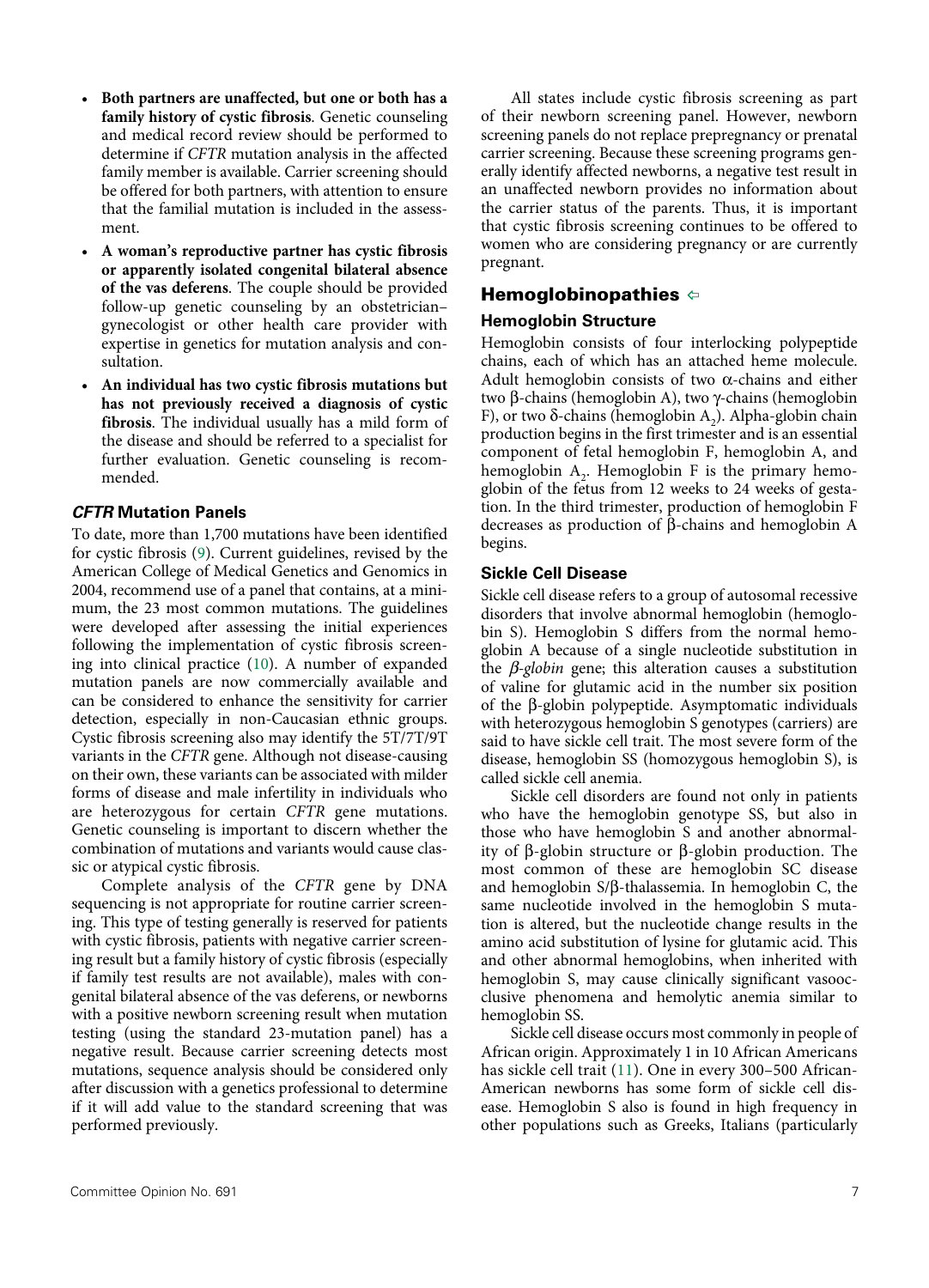- **Both partners are unaffected, but one or both has a family history of cystic fibrosis**. Genetic counseling and medical record review should be performed to determine if *CFTR* mutation analysis in the affected family member is available. Carrier screening should be offered for both partners, with attention to ensure that the familial mutation is included in the assessment.
- **A woman's reproductive partner has cystic fibrosis or apparently isolated congenital bilateral absence of the vas deferens**. The couple should be provided follow-up genetic counseling by an obstetrician–gynecologist or other health care provider with expertise in genetics for mutation analysis and consultation.
- **An individual has two cystic fibrosis mutations but has not previously received a diagnosis of cystic fibrosis**. The individual usually has a mild form of the disease and should be referred to a specialist for further evaluation. Genetic counseling is recommended.

### *CFTR* Mutation Panels

To date, more than 1,700 mutations have been identified for cystic fibrosis (9). Current guidelines, revised by the American College of Medical Genetics and Genomics in 2004, recommend use of a panel that contains, at a minimum, the 23 most common mutations. The guidelines were developed after assessing the initial experiences following the implementation of cystic fibrosis screening into clinical practice (10). A number of expanded mutation panels are now commercially available and can be considered to enhance the sensitivity for carrier detection, especially in non-Caucasian ethnic groups. Cystic fibrosis screening also may identify the 5T/7T/9T variants in the *CFTR* gene. Although not disease-causing on their own, these variants can be associated with milder forms of disease and male infertility in individuals who are heterozygous for certain *CFTR* gene mutations. Genetic counseling is important to discern whether the combination of mutations and variants would cause classic or atypical cystic fibrosis.

Complete analysis of the *CFTR* gene by DNA sequencing is not appropriate for routine carrier screening. This type of testing generally is reserved for patients with cystic fibrosis, patients with negative carrier screening result but a family history of cystic fibrosis (especially if family test results are not available), males with congenital bilateral absence of the vas deferens, or newborns with a positive newborn screening result when mutation testing (using the standard 23-mutation panel) has a negative result. Because carrier screening detects most mutations, sequence analysis should be considered only after discussion with a genetics professional to determine if it will add value to the standard screening that was performed previously.

All states include cystic fibrosis screening as part of their newborn screening panel. However, newborn screening panels do not replace prepregnancy or prenatal carrier screening. Because these screening programs generally identify affected newborns, a negative test result in an unaffected newborn provides no information about the carrier status of the parents. Thus, it is important that cystic fibrosis screening continues to be offered to women who are considering pregnancy or are currently pregnant.

## Hemoglobinopathies ⇦

### Hemoglobin Structure

Hemoglobin consists of four interlocking polypeptide chains, each of which has an attached heme molecule. Adult hemoglobin consists of two α-chains and either two β-chains (hemoglobin A), two γ-chains (hemoglobin F), or two δ-chains (hemoglobin $A_2$). Alpha-globin chain production begins in the first trimester and is an essential component of fetal hemoglobin F, hemoglobin A, and hemoglobin $A_2$. Hemoglobin F is the primary hemoglobin of the fetus from 12 weeks to 24 weeks of gestation. In the third trimester, production of hemoglobin F decreases as production of β-chains and hemoglobin A begins.

### Sickle Cell Disease

Sickle cell disease refers to a group of autosomal recessive disorders that involve abnormal hemoglobin (hemoglobin S). Hemoglobin S differs from the normal hemoglobin A because of a single nucleotide substitution in the *β-globin* gene; this alteration causes a substitution of valine for glutamic acid in the number six position of the β-globin polypeptide. Asymptomatic individuals with heterozygous hemoglobin S genotypes (carriers) are said to have sickle cell trait. The most severe form of the disease, hemoglobin SS (homozygous hemoglobin S), is called sickle cell anemia.

Sickle cell disorders are found not only in patients who have the hemoglobin genotype SS, but also in those who have hemoglobin S and another abnormality of β-globin structure or β-globin production. The most common of these are hemoglobin SC disease and hemoglobin S/β-thalassemia. In hemoglobin C, the same nucleotide involved in the hemoglobin S mutation is altered, but the nucleotide change results in the amino acid substitution of lysine for glutamic acid. This and other abnormal hemoglobins, when inherited with hemoglobin S, may cause clinically significant vasoocclusive phenomena and hemolytic anemia similar to hemoglobin SS.

Sickle cell disease occurs most commonly in people of African origin. Approximately 1 in 10 African Americans has sickle cell trait (11). One in every 300–500 African-American newborns has some form of sickle cell disease. Hemoglobin S also is found in high frequency in other populations such as Greeks, Italians (particularly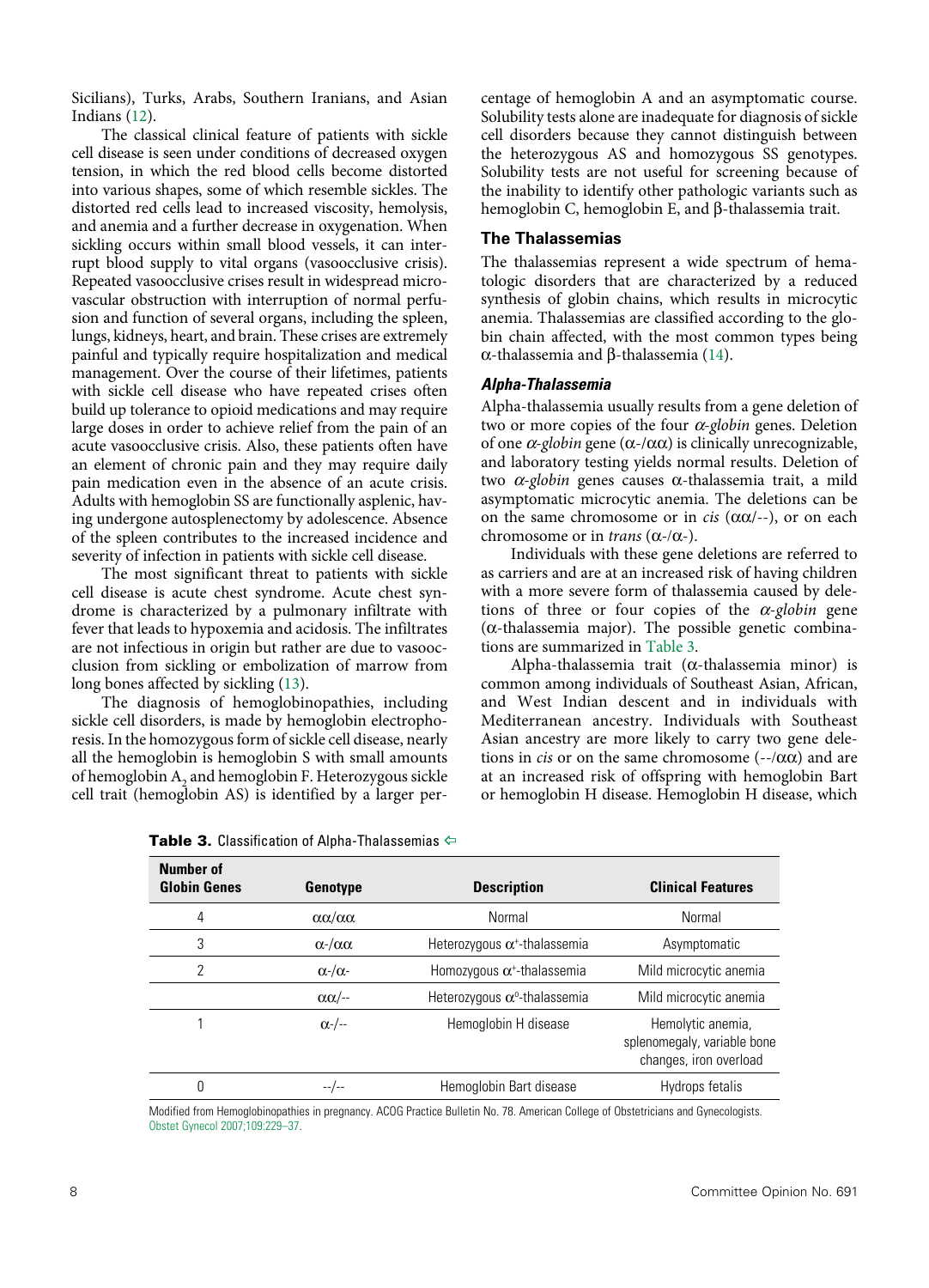Sicilians), Turks, Arabs, Southern Iranians, and Asian Indians (12).

The classical clinical feature of patients with sickle cell disease is seen under conditions of decreased oxygen tension, in which the red blood cells become distorted into various shapes, some of which resemble sickles. The distorted red cells lead to increased viscosity, hemolysis, and anemia and a further decrease in oxygenation. When sickling occurs within small blood vessels, it can interrupt blood supply to vital organs (vasoocclusive crisis). Repeated vasoocclusive crises result in widespread microvascular obstruction with interruption of normal perfusion and function of several organs, including the spleen, lungs, kidneys, heart, and brain. These crises are extremely painful and typically require hospitalization and medical management. Over the course of their lifetimes, patients with sickle cell disease who have repeated crises often build up tolerance to opioid medications and may require large doses in order to achieve relief from the pain of an acute vasoocclusive crisis. Also, these patients often have an element of chronic pain and they may require daily pain medication even in the absence of an acute crisis. Adults with hemoglobin SS are functionally asplenic, having undergone autosplenectomy by adolescence. Absence of the spleen contributes to the increased incidence and severity of infection in patients with sickle cell disease.

The most significant threat to patients with sickle cell disease is acute chest syndrome. Acute chest syndrome is characterized by a pulmonary infiltrate with fever that leads to hypoxemia and acidosis. The infiltrates are not infectious in origin but rather are due to vasoocclusion from sickling or embolization of marrow from long bones affected by sickling (13).

The diagnosis of hemoglobinopathies, including sickle cell disorders, is made by hemoglobin electrophoresis. In the homozygous form of sickle cell disease, nearly all the hemoglobin is hemoglobin S with small amounts of hemoglobin $A_2$ and hemoglobin F. Heterozygous sickle cell trait (hemoglobin AS) is identified by a larger percentage of hemoglobin A and an asymptomatic course. Solubility tests alone are inadequate for diagnosis of sickle cell disorders because they cannot distinguish between the heterozygous AS and homozygous SS genotypes. Solubility tests are not useful for screening because of the inability to identify other pathologic variants such as hemoglobin C, hemoglobin E, and β-thalassemia trait.

## The Thalassemias

The thalassemias represent a wide spectrum of hematologic disorders that are characterized by a reduced synthesis of globin chains, which results in microcytic anemia. Thalassemias are classified according to the globin chain affected, with the most common types being α-thalassemia and β-thalassemia (14).

### *Alpha-Thalassemia*

Alpha-thalassemia usually results from a gene deletion of two or more copies of the four *α-globin* genes. Deletion of one *α-globin* gene (α-/αα) is clinically unrecognizable, and laboratory testing yields normal results. Deletion of two *α-globin* genes causes α-thalassemia trait, a mild asymptomatic microcytic anemia. The deletions can be on the same chromosome or in *cis* (αα/--), or on each chromosome or in *trans* (α-/α-).

Individuals with these gene deletions are referred to as carriers and are at an increased risk of having children with a more severe form of thalassemia caused by deletions of three or four copies of the *α-globin* gene (α-thalassemia major). The possible genetic combinations are summarized in Table 3.

Alpha-thalassemia trait (α-thalassemia minor) is common among individuals of Southeast Asian, African, and West Indian descent and in individuals with Mediterranean ancestry. Individuals with Southeast Asian ancestry are more likely to carry two gene deletions in *cis* or on the same chromosome (--/αα) and are at an increased risk of offspring with hemoglobin Bart or hemoglobin H disease. Hemoglobin H disease, which

**Table 3.** Classification of Alpha-Thalassemias

| Number of Globin Genes | Genotype | Description | Clinical Features |
|---|---|---|---|
| 4 | αα/αα | Normal | Normal |
| 3 | α-/αα | Heterozygous $\alpha^{+}$-thalassemia | Asymptomatic |
| 2 | α-/α- | Homozygous $\alpha^{+}$-thalassemia | Mild microcytic anemia |
| | αα/-- | Heterozygous $\alpha^{0}$-thalassemia | Mild microcytic anemia |
| 1 | α-/-- | Hemoglobin H disease | Hemolytic anemia, splenomegaly, variable bone changes, iron overload |
| 0 | --/-- | Hemoglobin Bart disease | Hydrops fetalis |

Modified from Hemoglobinopathies in pregnancy. ACOG Practice Bulletin No. 78. American College of Obstetricians and Gynecologists. Obstet Gynecol 2007;109:229–37.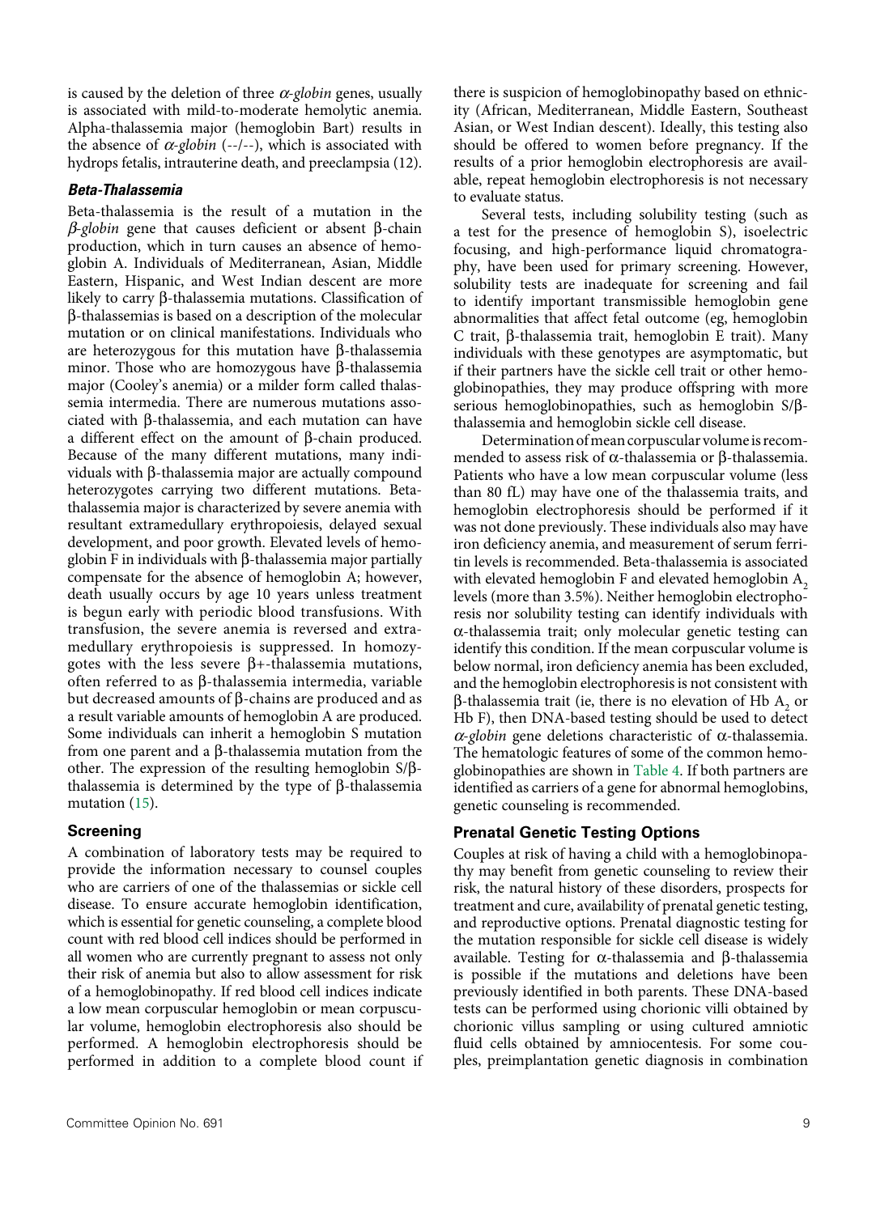is caused by the deletion of three *α-globin* genes, usually is associated with mild-to-moderate hemolytic anemia. Alpha-thalassemia major (hemoglobin Bart) results in the absence of *α-globin* (--/--), which is associated with hydrops fetalis, intrauterine death, and preeclampsia (12).

### *Beta-Thalassemia*

Beta-thalassemia is the result of a mutation in the *β-globin* gene that causes deficient or absent β-chain production, which in turn causes an absence of hemoglobin A. Individuals of Mediterranean, Asian, Middle Eastern, Hispanic, and West Indian descent are more likely to carry β-thalassemia mutations. Classification of β-thalassemias is based on a description of the molecular mutation or on clinical manifestations. Individuals who are heterozygous for this mutation have β-thalassemia minor. Those who are homozygous have β-thalassemia major (Cooley's anemia) or a milder form called thalassemia intermedia. There are numerous mutations associated with β-thalassemia, and each mutation can have a different effect on the amount of β-chain produced. Because of the many different mutations, many individuals with β-thalassemia major are actually compound heterozygotes carrying two different mutations. Beta-thalassemia major is characterized by severe anemia with resultant extramedullary erythropoiesis, delayed sexual development, and poor growth. Elevated levels of hemoglobin F in individuals with β-thalassemia major partially compensate for the absence of hemoglobin A; however, death usually occurs by age 10 years unless treatment is begun early with periodic blood transfusions. With transfusion, the severe anemia is reversed and extramedullary erythropoiesis is suppressed. In homozygotes with the less severe β+-thalassemia mutations, often referred to as β-thalassemia intermedia, variable but decreased amounts of β-chains are produced and as a result variable amounts of hemoglobin A are produced. Some individuals can inherit a hemoglobin S mutation from one parent and a β-thalassemia mutation from the other. The expression of the resulting hemoglobin S/β-thalassemia is determined by the type of β-thalassemia mutation (15).

## Screening

A combination of laboratory tests may be required to provide the information necessary to counsel couples who are carriers of one of the thalassemias or sickle cell disease. To ensure accurate hemoglobin identification, which is essential for genetic counseling, a complete blood count with red blood cell indices should be performed in all women who are currently pregnant to assess not only their risk of anemia but also to allow assessment for risk of a hemoglobinopathy. If red blood cell indices indicate a low mean corpuscular hemoglobin or mean corpuscular volume, hemoglobin electrophoresis also should be performed. A hemoglobin electrophoresis should be performed in addition to a complete blood count if there is suspicion of hemoglobinopathy based on ethnicity (African, Mediterranean, Middle Eastern, Southeast Asian, or West Indian descent). Ideally, this testing also should be offered to women before pregnancy. If the results of a prior hemoglobin electrophoresis are available, repeat hemoglobin electrophoresis is not necessary to evaluate status.

Several tests, including solubility testing (such as a test for the presence of hemoglobin S), isoelectric focusing, and high-performance liquid chromatography, have been used for primary screening. However, solubility tests are inadequate for screening and fail to identify important transmissible hemoglobin gene abnormalities that affect fetal outcome (eg, hemoglobin C trait, β-thalassemia trait, hemoglobin E trait). Many individuals with these genotypes are asymptomatic, but if their partners have the sickle cell trait or other hemoglobinopathies, they may produce offspring with more serious hemoglobinopathies, such as hemoglobin S/β-thalassemia and hemoglobin sickle cell disease.

Determination of mean corpuscular volume is recommended to assess risk of α-thalassemia or β-thalassemia. Patients who have a low mean corpuscular volume (less than 80 fL) may have one of the thalassemia traits, and hemoglobin electrophoresis should be performed if it was not done previously. These individuals also may have iron deficiency anemia, and measurement of serum ferritin levels is recommended. Beta-thalassemia is associated with elevated hemoglobin F and elevated hemoglobin $A_2$ levels (more than 3.5%). Neither hemoglobin electrophoresis nor solubility testing can identify individuals with α-thalassemia trait; only molecular genetic testing can identify this condition. If the mean corpuscular volume is below normal, iron deficiency anemia has been excluded, and the hemoglobin electrophoresis is not consistent with β-thalassemia trait (ie, there is no elevation of Hb $A_2$ or Hb F), then DNA-based testing should be used to detect *α-globin* gene deletions characteristic of α-thalassemia. The hematologic features of some of the common hemoglobinopathies are shown in Table 4. If both partners are identified as carriers of a gene for abnormal hemoglobins, genetic counseling is recommended.

## Prenatal Genetic Testing Options

Couples at risk of having a child with a hemoglobinopathy may benefit from genetic counseling to review their risk, the natural history of these disorders, prospects for treatment and cure, availability of prenatal genetic testing, and reproductive options. Prenatal diagnostic testing for the mutation responsible for sickle cell disease is widely available. Testing for α-thalassemia and β-thalassemia is possible if the mutations and deletions have been previously identified in both parents. These DNA-based tests can be performed using chorionic villi obtained by chorionic villus sampling or using cultured amniotic fluid cells obtained by amniocentesis. For some couples, preimplantation genetic diagnosis in combination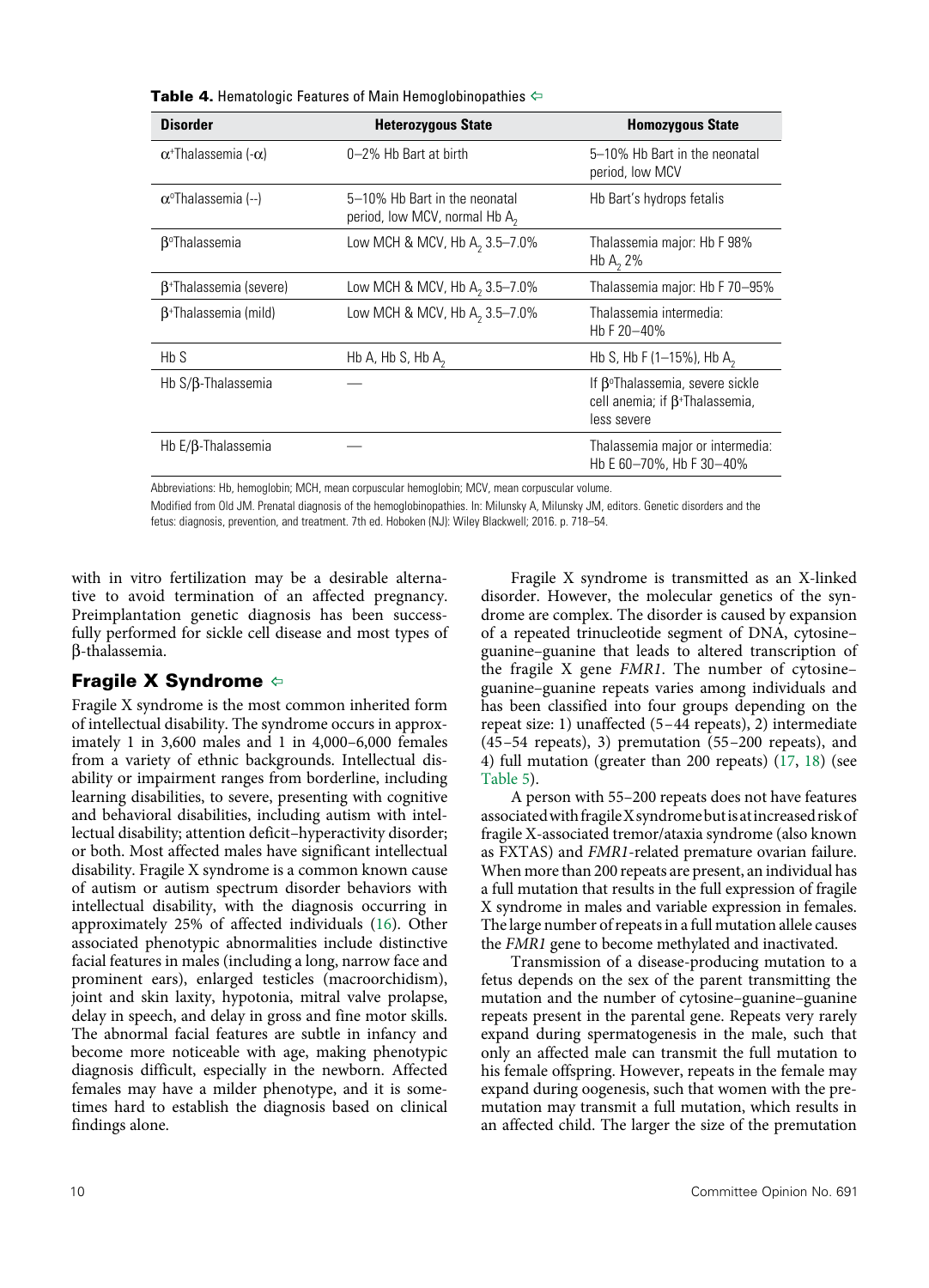**Table 4.** Hematologic Features of Main Hemoglobinopathies ⇦

| Disorder | Heterozygous State | Homozygous State |
| --- | --- | --- |
| $\alpha^+$Thalassemia (-$\alpha$) | 0–2% Hb Bart at birth | 5–10% Hb Bart in the neonatal period, low MCV |
| $\alpha^o$Thalassemia (--) | 5–10% Hb Bart in the neonatal period, low MCV, normal Hb $A_2$ | Hb Bart's hydrops fetalis |
| $\beta^o$Thalassemia | Low MCH & MCV, Hb $A_2$ 3.5–7.0% | Thalassemia major: Hb F 98% Hb $A_2$ 2% |
| $\beta^+$Thalassemia (severe) | Low MCH & MCV, Hb $A_2$ 3.5–7.0% | Thalassemia major: Hb F 70–95% |
| $\beta^+$Thalassemia (mild) | Low MCH & MCV, Hb $A_2$ 3.5–7.0% | Thalassemia intermedia: Hb F 20–40% |
| Hb S | Hb A, Hb S, Hb $A_2$ | Hb S, Hb F (1–15%), Hb $A_2$ |
| Hb S/$\beta$-Thalassemia | — | If $\beta^o$Thalassemia, severe sickle cell anemia; if $\beta^+$Thalassemia, less severe |
| Hb E/$\beta$-Thalassemia | — | Thalassemia major or intermedia: Hb E 60–70%, Hb F 30–40% |

Abbreviations: Hb, hemoglobin; MCH, mean corpuscular hemoglobin; MCV, mean corpuscular volume.

Modified from Old JM. Prenatal diagnosis of the hemoglobinopathies. In: Milunsky A, Milunsky JM, editors. Genetic disorders and the fetus: diagnosis, prevention, and treatment. 7th ed. Hoboken (NJ): Wiley Blackwell; 2016. p. 718–54.

with in vitro fertilization may be a desirable alternative to avoid termination of an affected pregnancy. Preimplantation genetic diagnosis has been successfully performed for sickle cell disease and most types of β-thalassemia.

## Fragile X Syndrome ⇦

Fragile X syndrome is the most common inherited form of intellectual disability. The syndrome occurs in approximately 1 in 3,600 males and 1 in 4,000–6,000 females from a variety of ethnic backgrounds. Intellectual disability or impairment ranges from borderline, including learning disabilities, to severe, presenting with cognitive and behavioral disabilities, including autism with intellectual disability; attention deficit–hyperactivity disorder; or both. Most affected males have significant intellectual disability. Fragile X syndrome is a common known cause of autism or autism spectrum disorder behaviors with intellectual disability, with the diagnosis occurring in approximately 25% of affected individuals (16). Other associated phenotypic abnormalities include distinctive facial features in males (including a long, narrow face and prominent ears), enlarged testicles (macroorchidism), joint and skin laxity, hypotonia, mitral valve prolapse, delay in speech, and delay in gross and fine motor skills. The abnormal facial features are subtle in infancy and become more noticeable with age, making phenotypic diagnosis difficult, especially in the newborn. Affected females may have a milder phenotype, and it is sometimes hard to establish the diagnosis based on clinical findings alone.

Fragile X syndrome is transmitted as an X-linked disorder. However, the molecular genetics of the syndrome are complex. The disorder is caused by expansion of a repeated trinucleotide segment of DNA, cytosine–guanine–guanine that leads to altered transcription of the fragile X gene *FMR1*. The number of cytosine–guanine–guanine repeats varies among individuals and has been classified into four groups depending on the repeat size: 1) unaffected (5–44 repeats), 2) intermediate (45–54 repeats), 3) premutation (55–200 repeats), and 4) full mutation (greater than 200 repeats) (17, 18) (see Table 5).

A person with 55–200 repeats does not have features associated with fragile X syndrome but is at increased risk of fragile X-associated tremor/ataxia syndrome (also known as FXTAS) and *FMR1*-related premature ovarian failure. When more than 200 repeats are present, an individual has a full mutation that results in the full expression of fragile X syndrome in males and variable expression in females. The large number of repeats in a full mutation allele causes the *FMR1* gene to become methylated and inactivated.

Transmission of a disease-producing mutation to a fetus depends on the sex of the parent transmitting the mutation and the number of cytosine–guanine–guanine repeats present in the parental gene. Repeats very rarely expand during spermatogenesis in the male, such that only an affected male can transmit the full mutation to his female offspring. However, repeats in the female may expand during oogenesis, such that women with the premutation may transmit a full mutation, which results in an affected child. The larger the size of the premutation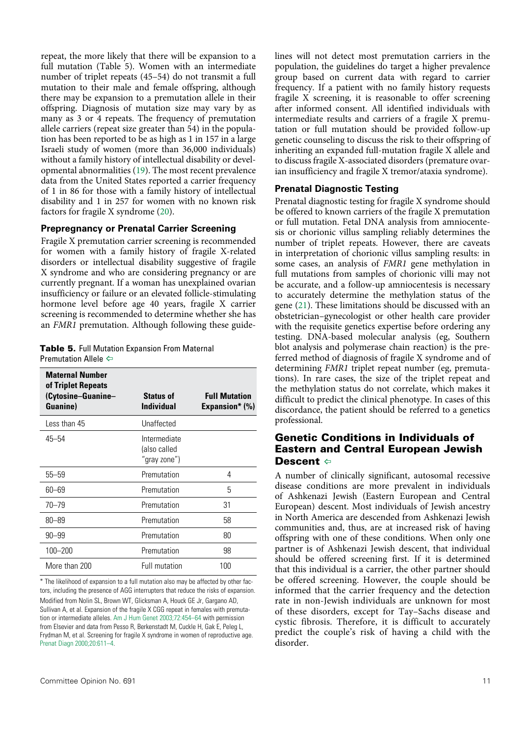repeat, the more likely that there will be expansion to a full mutation (Table 5). Women with an intermediate number of triplet repeats (45–54) do not transmit a full mutation to their male and female offspring, although there may be expansion to a premutation allele in their offspring. Diagnosis of mutation size may vary by as many as 3 or 4 repeats. The frequency of premutation allele carriers (repeat size greater than 54) in the population has been reported to be as high as 1 in 157 in a large Israeli study of women (more than 36,000 individuals) without a family history of intellectual disability or developmental abnormalities (19). The most recent prevalence data from the United States reported a carrier frequency of 1 in 86 for those with a family history of intellectual disability and 1 in 257 for women with no known risk factors for fragile X syndrome (20).

### Prepregnancy or Prenatal Carrier Screening

Fragile X premutation carrier screening is recommended for women with a family history of fragile X-related disorders or intellectual disability suggestive of fragile X syndrome and who are considering pregnancy or are currently pregnant. If a woman has unexplained ovarian insufficiency or failure or an elevated follicle-stimulating hormone level before age 40 years, fragile X carrier screening is recommended to determine whether she has an *FMR1* premutation. Although following these guidelines will not detect most premutation carriers in the population, the guidelines do target a higher prevalence group based on current data with regard to carrier frequency. If a patient with no family history requests fragile X screening, it is reasonable to offer screening after informed consent. All identified individuals with intermediate results and carriers of a fragile X premutation or full mutation should be provided follow-up genetic counseling to discuss the risk to their offspring of inheriting an expanded full-mutation fragile X allele and to discuss fragile X-associated disorders (premature ovarian insufficiency and fragile X tremor/ataxia syndrome).

**Table 5.** Full Mutation Expansion From Maternal Premutation Allele

| Maternal Number of Triplet Repeats (Cytosine–Guanine–Guanine) | Status of Individual | Full Mutation Expansion* (%) |
|---|---|---|
| Less than 45 | Unaffected | |
| 45–54 | Intermediate (also called "gray zone") | |
| 55–59 | Premutation | 4 |
| 60–69 | Premutation | 5 |
| 70–79 | Premutation | 31 |
| 80–89 | Premutation | 58 |
| 90–99 | Premutation | 80 |
| 100–200 | Premutation | 98 |
| More than 200 | Full mutation | 100 |

* The likelihood of expansion to a full mutation also may be affected by other factors, including the presence of AGG interrupters that reduce the risks of expansion.

Modified from Nolin SL, Brown WT, Glicksman A, Houck GE Jr, Gargano AD, Sullivan A, et al. Expansion of the fragile X CGG repeat in females with premutation or intermediate alleles. Am J Hum Genet 2003;72:454–64 with permission from Elsevier and data from Pesso R, Berkenstadt M, Cuckle H, Gak E, Peleg L, Frydman M, et al. Screening for fragile X syndrome in women of reproductive age. Prenat Diagn 2000;20:611–4.

### Prenatal Diagnostic Testing

Prenatal diagnostic testing for fragile X syndrome should be offered to known carriers of the fragile X premutation or full mutation. Fetal DNA analysis from amniocentesis or chorionic villus sampling reliably determines the number of triplet repeats. However, there are caveats in interpretation of chorionic villus sampling results: in some cases, an analysis of *FMR1* gene methylation in full mutations from samples of chorionic villi may not be accurate, and a follow-up amniocentesis is necessary to accurately determine the methylation status of the gene (21). These limitations should be discussed with an obstetrician–gynecologist or other health care provider with the requisite genetics expertise before ordering any testing. DNA-based molecular analysis (eg, Southern blot analysis and polymerase chain reaction) is the preferred method of diagnosis of fragile X syndrome and of determining *FMR1* triplet repeat number (eg, premutations). In rare cases, the size of the triplet repeat and the methylation status do not correlate, which makes it difficult to predict the clinical phenotype. In cases of this discordance, the patient should be referred to a genetics professional.

## Genetic Conditions in Individuals of Eastern and Central European Jewish Descent

A number of clinically significant, autosomal recessive disease conditions are more prevalent in individuals of Ashkenazi Jewish (Eastern European and Central European) descent. Most individuals of Jewish ancestry in North America are descended from Ashkenazi Jewish communities and, thus, are at increased risk of having offspring with one of these conditions. When only one partner is of Ashkenazi Jewish descent, that individual should be offered screening first. If it is determined that this individual is a carrier, the other partner should be offered screening. However, the couple should be informed that the carrier frequency and the detection rate in non-Jewish individuals are unknown for most of these disorders, except for Tay–Sachs disease and cystic fibrosis. Therefore, it is difficult to accurately predict the couple's risk of having a child with the disorder.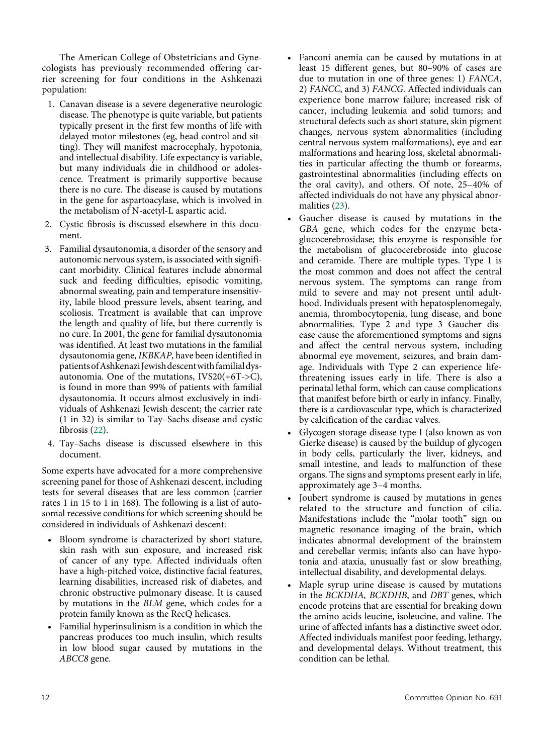The American College of Obstetricians and Gynecologists has previously recommended offering carrier screening for four conditions in the Ashkenazi population:

1. Canavan disease is a severe degenerative neurologic disease. The phenotype is quite variable, but patients typically present in the first few months of life with delayed motor milestones (eg, head control and sitting). They will manifest macrocephaly, hypotonia, and intellectual disability. Life expectancy is variable, but many individuals die in childhood or adolescence. Treatment is primarily supportive because there is no cure. The disease is caused by mutations in the gene for aspartoacylase, which is involved in the metabolism of N-acetyl-L aspartic acid.
2. Cystic fibrosis is discussed elsewhere in this document.
3. Familial dysautonomia, a disorder of the sensory and autonomic nervous system, is associated with significant morbidity. Clinical features include abnormal suck and feeding difficulties, episodic vomiting, abnormal sweating, pain and temperature insensitivity, labile blood pressure levels, absent tearing, and scoliosis. Treatment is available that can improve the length and quality of life, but there currently is no cure. In 2001, the gene for familial dysautonomia was identified. At least two mutations in the familial dysautonomia gene, *IKBKAP*, have been identified in patients of Ashkenazi Jewish descent with familial dysautonomia. One of the mutations, IVS20(+6T->C), is found in more than 99% of patients with familial dysautonomia. It occurs almost exclusively in individuals of Ashkenazi Jewish descent; the carrier rate (1 in 32) is similar to Tay–Sachs disease and cystic fibrosis (22).
4. Tay–Sachs disease is discussed elsewhere in this document.

Some experts have advocated for a more comprehensive screening panel for those of Ashkenazi descent, including tests for several diseases that are less common (carrier rates 1 in 15 to 1 in 168). The following is a list of autosomal recessive conditions for which screening should be considered in individuals of Ashkenazi descent:

- Bloom syndrome is characterized by short stature, skin rash with sun exposure, and increased risk of cancer of any type. Affected individuals often have a high-pitched voice, distinctive facial features, learning disabilities, increased risk of diabetes, and chronic obstructive pulmonary disease. It is caused by mutations in the *BLM* gene, which codes for a protein family known as the RecQ helicases.
- Familial hyperinsulinism is a condition in which the pancreas produces too much insulin, which results in low blood sugar caused by mutations in the *ABCC8* gene.
- Fanconi anemia can be caused by mutations in at least 15 different genes, but 80–90% of cases are due to mutation in one of three genes: 1) *FANCA*, 2) *FANCC*, and 3) *FANCG*. Affected individuals can experience bone marrow failure; increased risk of cancer, including leukemia and solid tumors; and structural defects such as short stature, skin pigment changes, nervous system abnormalities (including central nervous system malformations), eye and ear malformations and hearing loss, skeletal abnormalities in particular affecting the thumb or forearms, gastrointestinal abnormalities (including effects on the oral cavity), and others. Of note, 25–40% of affected individuals do not have any physical abnormalities (23).
- Gaucher disease is caused by mutations in the *GBA* gene, which codes for the enzyme beta-glucocerebrosidase; this enzyme is responsible for the metabolism of glucocerebroside into glucose and ceramide. There are multiple types. Type 1 is the most common and does not affect the central nervous system. The symptoms can range from mild to severe and may not present until adulthood. Individuals present with hepatosplenomegaly, anemia, thrombocytopenia, lung disease, and bone abnormalities. Type 2 and type 3 Gaucher disease cause the aforementioned symptoms and signs and affect the central nervous system, including abnormal eye movement, seizures, and brain damage. Individuals with Type 2 can experience life-threatening issues early in life. There is also a perinatal lethal form, which can cause complications that manifest before birth or early in infancy. Finally, there is a cardiovascular type, which is characterized by calcification of the cardiac valves.
- Glycogen storage disease type I (also known as von Gierke disease) is caused by the buildup of glycogen in body cells, particularly the liver, kidneys, and small intestine, and leads to malfunction of these organs. The signs and symptoms present early in life, approximately age 3–4 months.
- Joubert syndrome is caused by mutations in genes related to the structure and function of cilia. Manifestations include the "molar tooth" sign on magnetic resonance imaging of the brain, which indicates abnormal development of the brainstem and cerebellar vermis; infants also can have hypotonia and ataxia, unusually fast or slow breathing, intellectual disability, and developmental delays.
- Maple syrup urine disease is caused by mutations in the *BCKDHA*, *BCKDHB*, and *DBT* genes, which encode proteins that are essential for breaking down the amino acids leucine, isoleucine, and valine. The urine of affected infants has a distinctive sweet odor. Affected individuals manifest poor feeding, lethargy, and developmental delays. Without treatment, this condition can be lethal.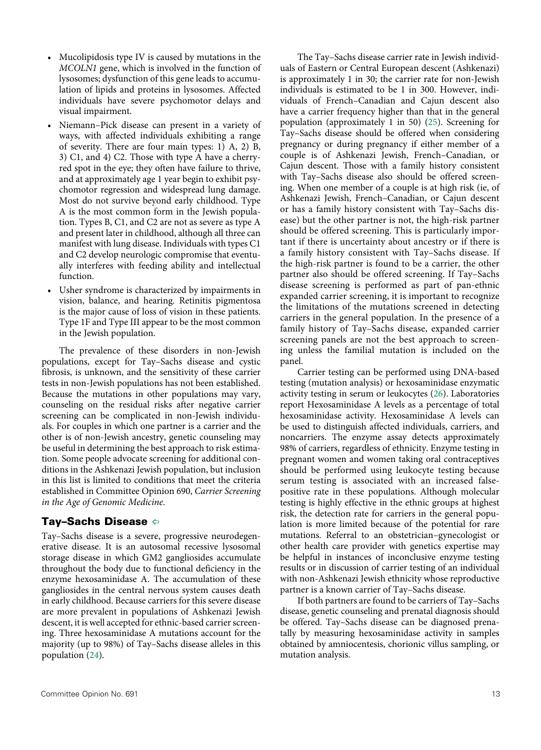- Mucolipidosis type IV is caused by mutations in the *MCOLN1* gene, which is involved in the function of lysosomes; dysfunction of this gene leads to accumulation of lipids and proteins in lysosomes. Affected individuals have severe psychomotor delays and visual impairment.
- Niemann–Pick disease can present in a variety of ways, with affected individuals exhibiting a range of severity. There are four main types: 1) A, 2) B, 3) C1, and 4) C2. Those with type A have a cherry-red spot in the eye; they often have failure to thrive, and at approximately age 1 year begin to exhibit psychomotor regression and widespread lung damage. Most do not survive beyond early childhood. Type A is the most common form in the Jewish population. Types B, C1, and C2 are not as severe as type A and present later in childhood, although all three can manifest with lung disease. Individuals with types C1 and C2 develop neurologic compromise that eventually interferes with feeding ability and intellectual function.
- Usher syndrome is characterized by impairments in vision, balance, and hearing. Retinitis pigmentosa is the major cause of loss of vision in these patients. Type 1F and Type III appear to be the most common in the Jewish population.

The prevalence of these disorders in non-Jewish populations, except for Tay–Sachs disease and cystic fibrosis, is unknown, and the sensitivity of these carrier tests in non-Jewish populations has not been established. Because the mutations in other populations may vary, counseling on the residual risks after negative carrier screening can be complicated in non-Jewish individuals. For couples in which one partner is a carrier and the other is of non-Jewish ancestry, genetic counseling may be useful in determining the best approach to risk estimation. Some people advocate screening for additional conditions in the Ashkenazi Jewish population, but inclusion in this list is limited to conditions that meet the criteria established in Committee Opinion 690, *Carrier Screening in the Age of Genomic Medicine*.

## Tay–Sachs Disease

Tay–Sachs disease is a severe, progressive neurodegenerative disease. It is an autosomal recessive lysosomal storage disease in which GM2 gangliosides accumulate throughout the body due to functional deficiency in the enzyme hexosaminidase A. The accumulation of these gangliosides in the central nervous system causes death in early childhood. Because carriers for this severe disease are more prevalent in populations of Ashkenazi Jewish descent, it is well accepted for ethnic-based carrier screening. Three hexosaminidase A mutations account for the majority (up to 98%) of Tay–Sachs disease alleles in this population (24).

The Tay–Sachs disease carrier rate in Jewish individuals of Eastern or Central European descent (Ashkenazi) is approximately 1 in 30; the carrier rate for non-Jewish individuals is estimated to be 1 in 300. However, individuals of French–Canadian and Cajun descent also have a carrier frequency higher than that in the general population (approximately 1 in 50) (25). Screening for Tay–Sachs disease should be offered when considering pregnancy or during pregnancy if either member of a couple is of Ashkenazi Jewish, French–Canadian, or Cajun descent. Those with a family history consistent with Tay–Sachs disease also should be offered screening. When one member of a couple is at high risk (ie, of Ashkenazi Jewish, French–Canadian, or Cajun descent or has a family history consistent with Tay–Sachs disease) but the other partner is not, the high-risk partner should be offered screening. This is particularly important if there is uncertainty about ancestry or if there is a family history consistent with Tay–Sachs disease. If the high-risk partner is found to be a carrier, the other partner also should be offered screening. If Tay–Sachs disease screening is performed as part of pan-ethnic expanded carrier screening, it is important to recognize the limitations of the mutations screened in detecting carriers in the general population. In the presence of a family history of Tay–Sachs disease, expanded carrier screening panels are not the best approach to screening unless the familial mutation is included on the panel.

Carrier testing can be performed using DNA-based testing (mutation analysis) or hexosaminidase enzymatic activity testing in serum or leukocytes (26). Laboratories report Hexosaminidase A levels as a percentage of total hexosaminidase activity. Hexosaminidase A levels can be used to distinguish affected individuals, carriers, and noncarriers. The enzyme assay detects approximately 98% of carriers, regardless of ethnicity. Enzyme testing in pregnant women and women taking oral contraceptives should be performed using leukocyte testing because serum testing is associated with an increased false-positive rate in these populations. Although molecular testing is highly effective in the ethnic groups at highest risk, the detection rate for carriers in the general population is more limited because of the potential for rare mutations. Referral to an obstetrician–gynecologist or other health care provider with genetics expertise may be helpful in instances of inconclusive enzyme testing results or in discussion of carrier testing of an individual with non-Ashkenazi Jewish ethnicity whose reproductive partner is a known carrier of Tay–Sachs disease.

If both partners are found to be carriers of Tay–Sachs disease, genetic counseling and prenatal diagnosis should be offered. Tay–Sachs disease can be diagnosed prenatally by measuring hexosaminidase activity in samples obtained by amniocentesis, chorionic villus sampling, or mutation analysis.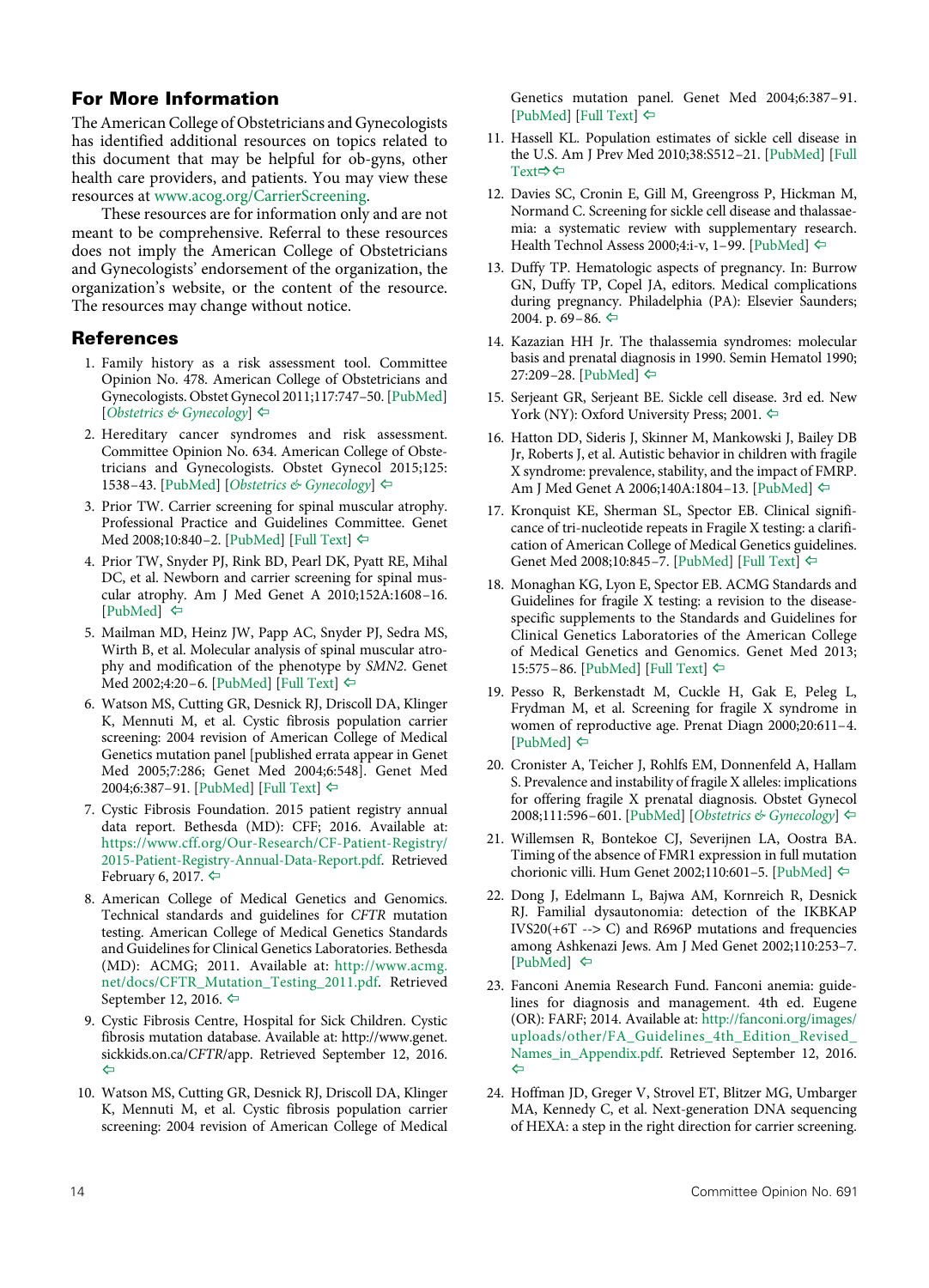## For More Information

The American College of Obstetricians and Gynecologists has identified additional resources on topics related to this document that may be helpful for ob-gyns, other health care providers, and patients. You may view these resources at www.acog.org/CarrierScreening.

These resources are for information only and are not meant to be comprehensive. Referral to these resources does not imply the American College of Obstetricians and Gynecologists' endorsement of the organization, the organization's website, or the content of the resource. The resources may change without notice.

## References

1. Family history as a risk assessment tool. Committee Opinion No. 478. American College of Obstetricians and Gynecologists. Obstet Gynecol 2011;117:747–50. [PubMed] [*Obstetrics & Gynecology*] ⇦
2. Hereditary cancer syndromes and risk assessment. Committee Opinion No. 634. American College of Obstetricians and Gynecologists. Obstet Gynecol 2015;125:1538–43. [PubMed] [*Obstetrics & Gynecology*] ⇦
3. Prior TW. Carrier screening for spinal muscular atrophy. Professional Practice and Guidelines Committee. Genet Med 2008;10:840–2. [PubMed] [Full Text] ⇦
4. Prior TW, Snyder PJ, Rink BD, Pearl DK, Pyatt RE, Mihal DC, et al. Newborn and carrier screening for spinal muscular atrophy. Am J Med Genet A 2010;152A:1608–16. [PubMed] ⇦
5. Mailman MD, Heinz JW, Papp AC, Snyder PJ, Sedra MS, Wirth B, et al. Molecular analysis of spinal muscular atrophy and modification of the phenotype by *SMN2*. Genet Med 2002;4:20–6. [PubMed] [Full Text] ⇦
6. Watson MS, Cutting GR, Desnick RJ, Driscoll DA, Klinger K, Mennuti M, et al. Cystic fibrosis population carrier screening: 2004 revision of American College of Medical Genetics mutation panel [published errata appear in Genet Med 2005;7:286; Genet Med 2004;6:548]. Genet Med 2004;6:387–91. [PubMed] [Full Text] ⇦
7. Cystic Fibrosis Foundation. 2015 patient registry annual data report. Bethesda (MD): CFF; 2016. Available at: https://www.cff.org/Our-Research/CF-Patient-Registry/2015-Patient-Registry-Annual-Data-Report.pdf. Retrieved February 6, 2017. ⇦
8. American College of Medical Genetics and Genomics. Technical standards and guidelines for *CFTR* mutation testing. American College of Medical Genetics Standards and Guidelines for Clinical Genetics Laboratories. Bethesda (MD): ACMG; 2011. Available at: http://www.acmg.net/docs/CFTR_Mutation_Testing_2011.pdf. Retrieved September 12, 2016. ⇦
9. Cystic Fibrosis Centre, Hospital for Sick Children. Cystic fibrosis mutation database. Available at: http://www.genet.sickkids.on.ca/*CFTR*/app. Retrieved September 12, 2016. ⇦
10. Watson MS, Cutting GR, Desnick RJ, Driscoll DA, Klinger K, Mennuti M, et al. Cystic fibrosis population carrier screening: 2004 revision of American College of Medical Genetics mutation panel. Genet Med 2004;6:387–91. [PubMed] [Full Text] ⇦
11. Hassell KL. Population estimates of sickle cell disease in the U.S. Am J Prev Med 2010;38:S512–21. [PubMed] [Full Text⇨⇦
12. Davies SC, Cronin E, Gill M, Greengross P, Hickman M, Normand C. Screening for sickle cell disease and thalassaemia: a systematic review with supplementary research. Health Technol Assess 2000;4:i-v, 1–99. [PubMed] ⇦
13. Duffy TP. Hematologic aspects of pregnancy. In: Burrow GN, Duffy TP, Copel JA, editors. Medical complications during pregnancy. Philadelphia (PA): Elsevier Saunders; 2004. p. 69–86. ⇦
14. Kazazian HH Jr. The thalassemia syndromes: molecular basis and prenatal diagnosis in 1990. Semin Hematol 1990;27:209–28. [PubMed] ⇦
15. Serjeant GR, Serjeant BE. Sickle cell disease. 3rd ed. New York (NY): Oxford University Press; 2001. ⇦
16. Hatton DD, Sideris J, Skinner M, Mankowski J, Bailey DB Jr, Roberts J, et al. Autistic behavior in children with fragile X syndrome: prevalence, stability, and the impact of FMRP. Am J Med Genet A 2006;140A:1804–13. [PubMed] ⇦
17. Kronquist KE, Sherman SL, Spector EB. Clinical significance of tri-nucleotide repeats in Fragile X testing: a clarification of American College of Medical Genetics guidelines. Genet Med 2008;10:845–7. [PubMed] [Full Text] ⇦
18. Monaghan KG, Lyon E, Spector EB. ACMG Standards and Guidelines for fragile X testing: a revision to the disease-specific supplements to the Standards and Guidelines for Clinical Genetics Laboratories of the American College of Medical Genetics and Genomics. Genet Med 2013;15:575–86. [PubMed] [Full Text] ⇦
19. Pesso R, Berkenstadt M, Cuckle H, Gak E, Peleg L, Frydman M, et al. Screening for fragile X syndrome in women of reproductive age. Prenat Diagn 2000;20:611–4. [PubMed] ⇦
20. Cronister A, Teicher J, Rohlfs EM, Donnenfeld A, Hallam S. Prevalence and instability of fragile X alleles: implications for offering fragile X prenatal diagnosis. Obstet Gynecol 2008;111:596–601. [PubMed] [*Obstetrics & Gynecology*] ⇦
21. Willemsen R, Bontekoe CJ, Severijnen LA, Oostra BA. Timing of the absence of FMR1 expression in full mutation chorionic villi. Hum Genet 2002;110:601–5. [PubMed] ⇦
22. Dong J, Edelmann L, Bajwa AM, Kornreich R, Desnick RJ. Familial dysautonomia: detection of the IKBKAP IVS20(+6T --> C) and R696P mutations and frequencies among Ashkenazi Jews. Am J Med Genet 2002;110:253–7. [PubMed] ⇦
23. Fanconi Anemia Research Fund. Fanconi anemia: guidelines for diagnosis and management. 4th ed. Eugene (OR): FARF; 2014. Available at: http://fanconi.org/images/uploads/other/FA_Guidelines_4th_Edition_Revised_Names_in_Appendix.pdf. Retrieved September 12, 2016. ⇦
24. Hoffman JD, Greger V, Strovel ET, Blitzer MG, Umbarger MA, Kennedy C, et al. Next-generation DNA sequencing of HEXA: a step in the right direction for carrier screening.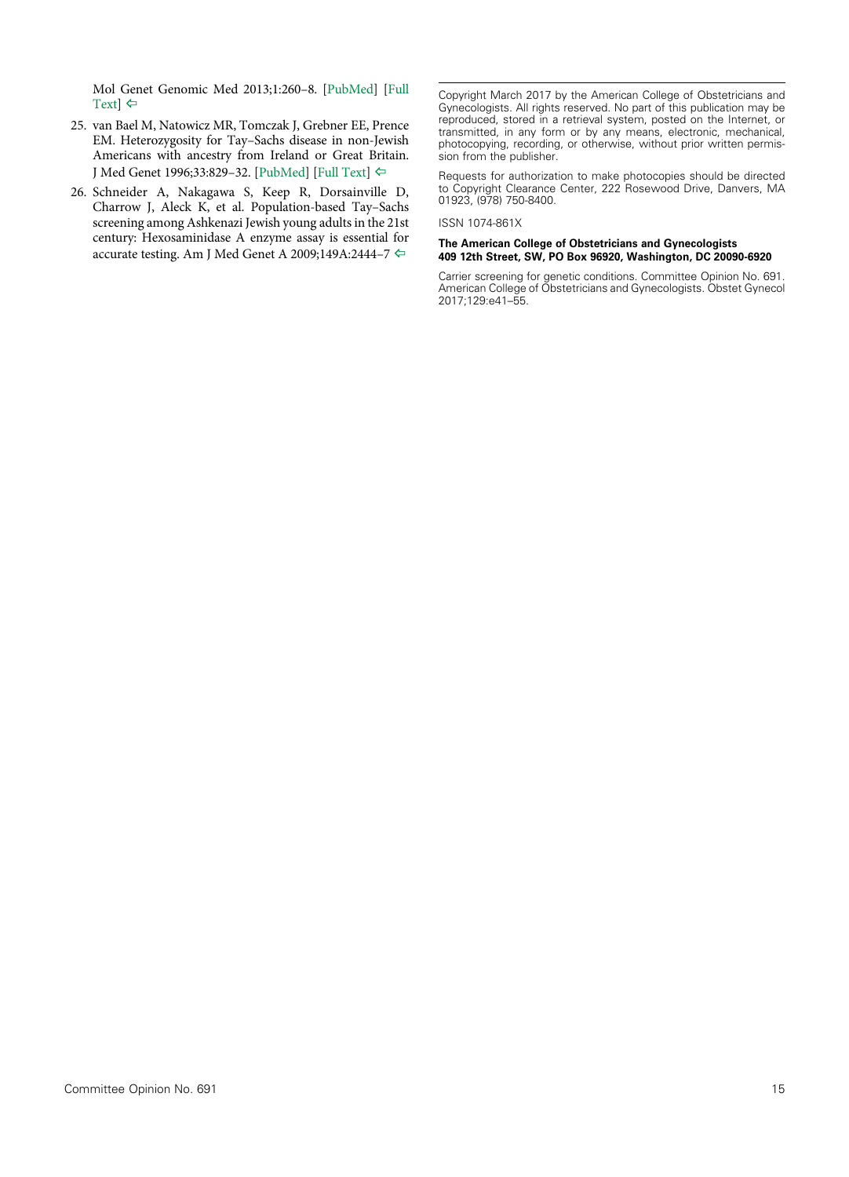Mol Genet Genomic Med 2013;1:260–8. [PubMed] [Full Text] ⇦

25. van Bael M, Natowicz MR, Tomczak J, Grebner EE, Prence EM. Heterozygosity for Tay–Sachs disease in non-Jewish Americans with ancestry from Ireland or Great Britain. J Med Genet 1996;33:829–32. [PubMed] [Full Text] ⇦
26. Schneider A, Nakagawa S, Keep R, Dorsainville D, Charrow J, Aleck K, et al. Population-based Tay–Sachs screening among Ashkenazi Jewish young adults in the 21st century: Hexosaminidase A enzyme assay is essential for accurate testing. Am J Med Genet A 2009;149A:2444–7 ⇦

---

Copyright March 2017 by the American College of Obstetricians and Gynecologists. All rights reserved. No part of this publication may be reproduced, stored in a retrieval system, posted on the Internet, or transmitted, in any form or by any means, electronic, mechanical, photocopying, recording, or otherwise, without prior written permission from the publisher.

Requests for authorization to make photocopies should be directed to Copyright Clearance Center, 222 Rosewood Drive, Danvers, MA 01923, (978) 750-8400.

ISSN 1074-861X

**The American College of Obstetricians and Gynecologists**
**409 12th Street, SW, PO Box 96920, Washington, DC 20090-6920**

Carrier screening for genetic conditions. Committee Opinion No. 691. American College of Obstetricians and Gynecologists. Obstet Gynecol 2017;129:e41–55.